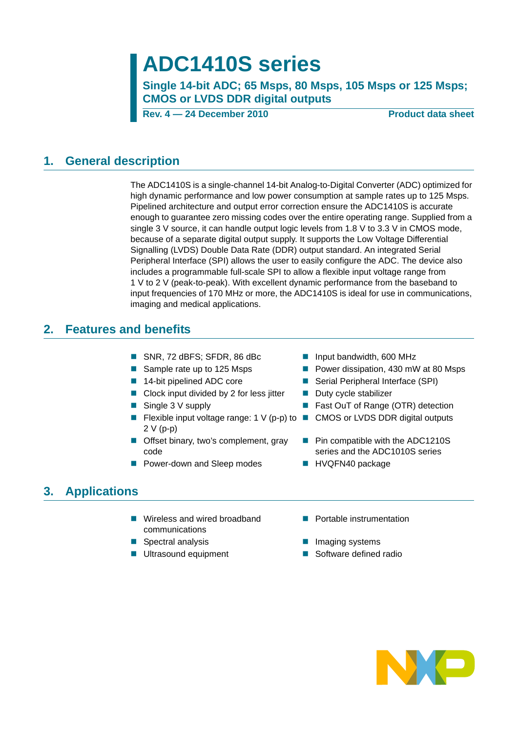# ADC1410S series

**Single 14-bit ADC; 65 Msps, 80 Msps, 105 Msps or 125 Msps; CMOS or LVDS DDR digital outputs**

**Rev. 4 — 24 December 2010** **Product data sheet**

## 1. General description

The ADC1410S is a single-channel 14-bit Analog-to-Digital Converter (ADC) optimized for high dynamic performance and low power consumption at sample rates up to 125 Msps. Pipelined architecture and output error correction ensure the ADC1410S is accurate enough to guarantee zero missing codes over the entire operating range. Supplied from a single 3 V source, it can handle output logic levels from 1.8 V to 3.3 V in CMOS mode, because of a separate digital output supply. It supports the Low Voltage Differential Signalling (LVDS) Double Data Rate (DDR) output standard. An integrated Serial Peripheral Interface (SPI) allows the user to easily configure the ADC. The device also includes a programmable full-scale SPI to allow a flexible input voltage range from 1 V to 2 V (peak-to-peak). With excellent dynamic performance from the baseband to input frequencies of 170 MHz or more, the ADC1410S is ideal for use in communications, imaging and medical applications.

## 2. Features and benefits

- SNR, 72 dBFS; SFDR, 86 dBc
- Sample rate up to 125 Msps
- 14-bit pipelined ADC core
- Clock input divided by 2 for less jitter
- Single 3 V supply
- Flexible input voltage range: 1 V (p-p) to 2 V (p-p)
- Offset binary, two's complement, gray code
- Power-down and Sleep modes
- Input bandwidth, 600 MHz
- Power dissipation, 430 mW at 80 Msps
- Serial Peripheral Interface (SPI)
- Duty cycle stabilizer
- Fast OuT of Range (OTR) detection
- CMOS or LVDS DDR digital outputs
- Pin compatible with the ADC1210S series and the ADC1010S series
- HVQFN40 package

## 3. Applications

- Wireless and wired broadband communications
- Spectral analysis
- Ultrasound equipment
- Portable instrumentation
- Imaging systems
- Software defined radio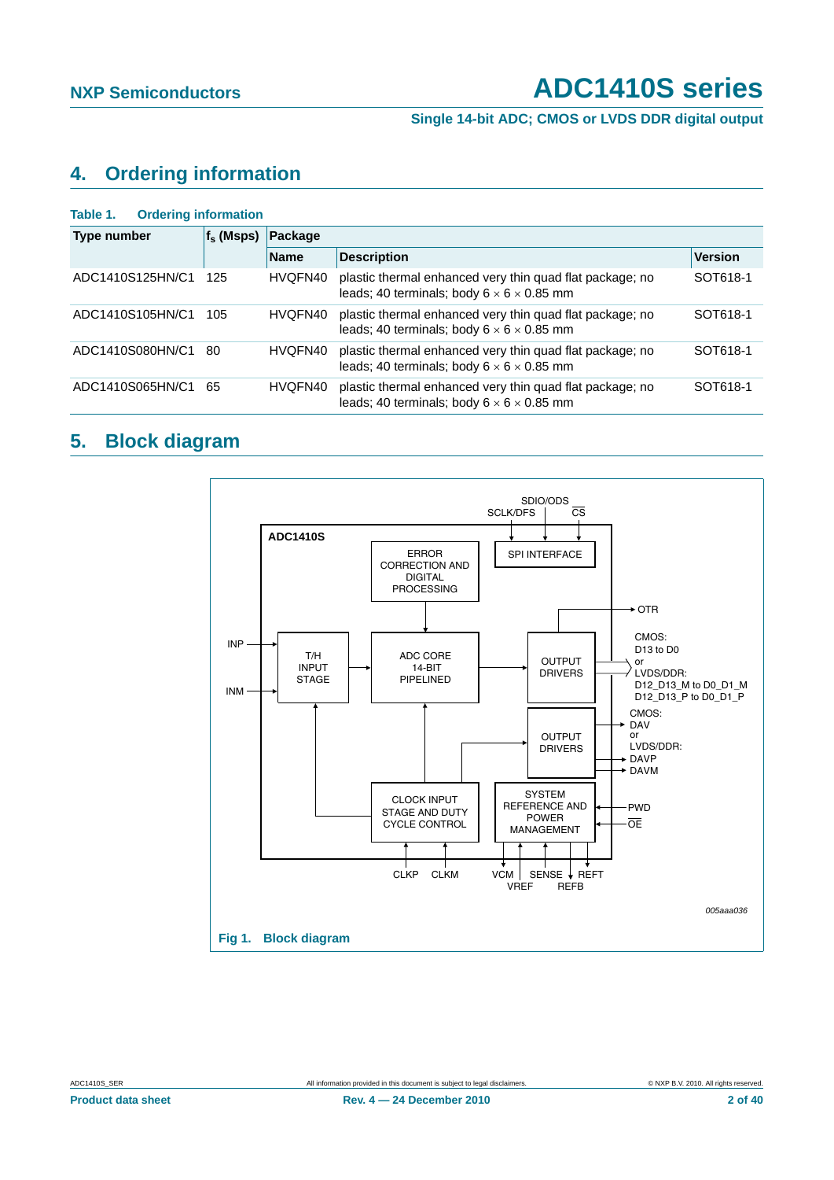## 4. Ordering information

**Table 1. Ordering information**

| Type number | $f_s$ (Msps) | Package | | |
|---|---|---|---|---|
| | | Name | Description | Version |
| ADC1410S125HN/C1 | 125 | HVQFN40 | plastic thermal enhanced very thin quad flat package; no leads; 40 terminals; body 6 × 6 × 0.85 mm | SOT618-1 |
| ADC1410S105HN/C1 | 105 | HVQFN40 | plastic thermal enhanced very thin quad flat package; no leads; 40 terminals; body 6 × 6 × 0.85 mm | SOT618-1 |
| ADC1410S080HN/C1 | 80 | HVQFN40 | plastic thermal enhanced very thin quad flat package; no leads; 40 terminals; body 6 × 6 × 0.85 mm | SOT618-1 |
| ADC1410S065HN/C1 | 65 | HVQFN40 | plastic thermal enhanced very thin quad flat package; no leads; 40 terminals; body 6 × 6 × 0.85 mm | SOT618-1 |

## 5. Block diagram

ADC1410S

ERROR CORRECTION AND DIGITAL PROCESSING

SPI INTERFACE

SDIO/ODS, SCLK/DFS, CS

T/H INPUT STAGE

ADC CORE 14-BIT PIPELINED

OUTPUT DRIVERS

OUTPUT DRIVERS

CLOCK INPUT STAGE AND DUTY CYCLE CONTROL

SYSTEM REFERENCE AND POWER MANAGEMENT

INP, INM

OTR

CMOS: D13 to D0 or LVDS/DDR: D12_D13_M to D0_D1_M D12_D13_P to D0_D1_P

CMOS: DAV or LVDS/DDR: DAVP DAVM

PWD, OE

CLKP, CLKM, VCM, VREF, SENSE, REFB, REFT

005aaa036

**Fig 1. Block diagram**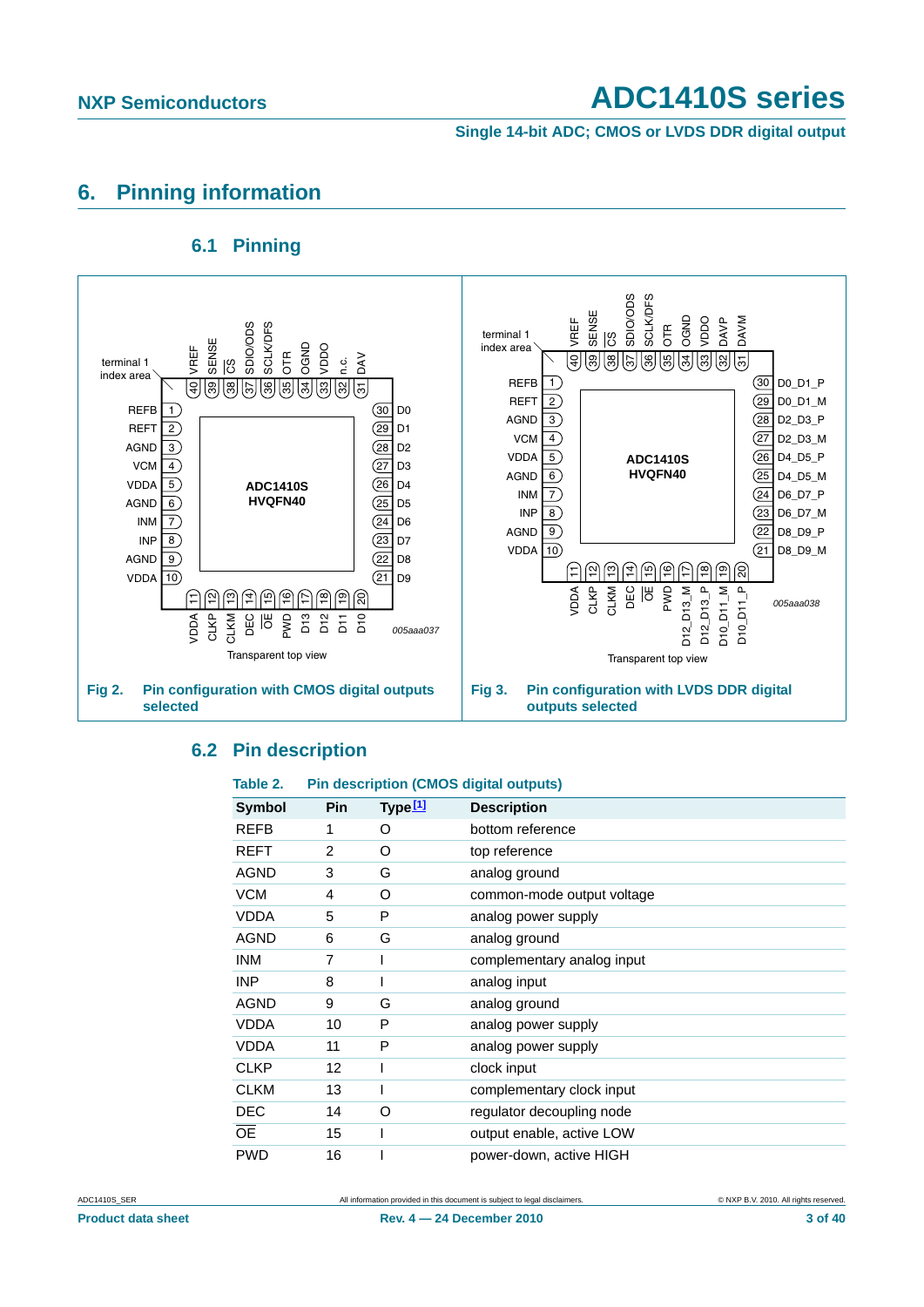## 6. Pinning information

### 6.1 Pinning

Fig 2. Pin configuration with CMOS digital outputs selected

Fig 3. Pin configuration with LVDS DDR digital outputs selected

### 6.2 Pin description

Table 2. Pin description (CMOS digital outputs)

| Symbol | Pin | Type[1] | Description |
|---|---|---|---|
| REFB | 1 | O | bottom reference |
| REFT | 2 | O | top reference |
| AGND | 3 | G | analog ground |
| VCM | 4 | O | common-mode output voltage |
| VDDA | 5 | P | analog power supply |
| AGND | 6 | G | analog ground |
| INM | 7 | I | complementary analog input |
| INP | 8 | I | analog input |
| AGND | 9 | G | analog ground |
| VDDA | 10 | P | analog power supply |
| VDDA | 11 | P | analog power supply |
| CLKP | 12 | I | clock input |
| CLKM | 13 | I | complementary clock input |
| DEC | 14 | O | regulator decoupling node |
| $\overline{OE}$ | 15 | I | output enable, active LOW |
| PWD | 16 | I | power-down, active HIGH |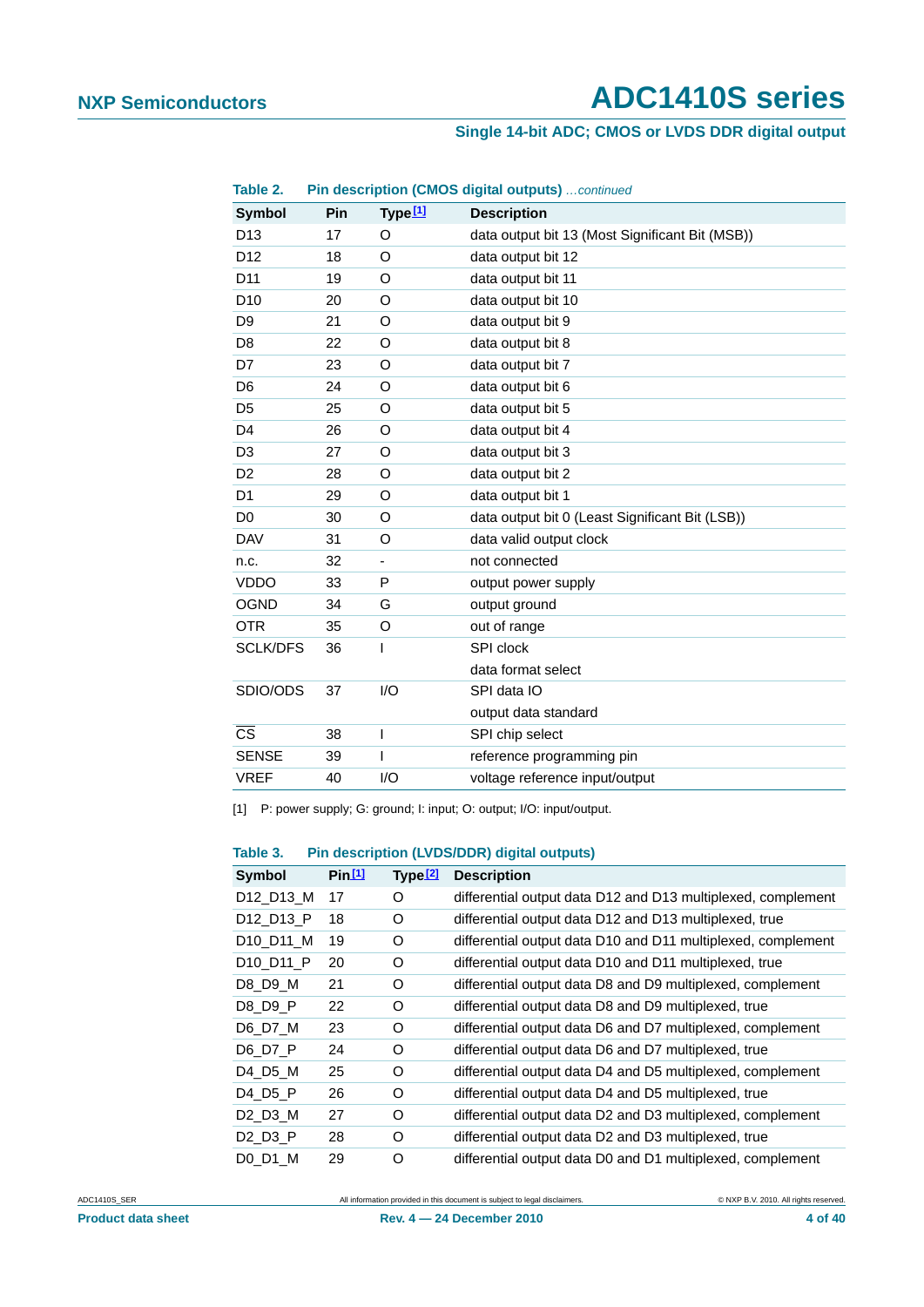**Table 2. Pin description (CMOS digital outputs)** *…continued*

| Symbol | Pin | Type [1] | Description |
|---|---|---|---|
| D13 | 17 | O | data output bit 13 (Most Significant Bit (MSB)) |
| D12 | 18 | O | data output bit 12 |
| D11 | 19 | O | data output bit 11 |
| D10 | 20 | O | data output bit 10 |
| D9 | 21 | O | data output bit 9 |
| D8 | 22 | O | data output bit 8 |
| D7 | 23 | O | data output bit 7 |
| D6 | 24 | O | data output bit 6 |
| D5 | 25 | O | data output bit 5 |
| D4 | 26 | O | data output bit 4 |
| D3 | 27 | O | data output bit 3 |
| D2 | 28 | O | data output bit 2 |
| D1 | 29 | O | data output bit 1 |
| D0 | 30 | O | data output bit 0 (Least Significant Bit (LSB)) |
| DAV | 31 | O | data valid output clock |
| n.c. | 32 | - | not connected |
| VDDO | 33 | P | output power supply |
| OGND | 34 | G | output ground |
| OTR | 35 | O | out of range |
| SCLK/DFS | 36 | I | SPI clock<br>data format select |
| SDIO/ODS | 37 | I/O | SPI data IO<br>output data standard |
| $\overline{CS}$ | 38 | I | SPI chip select |
| SENSE | 39 | I | reference programming pin |
| VREF | 40 | I/O | voltage reference input/output |

[1] P: power supply; G: ground; I: input; O: output; I/O: input/output.

**Table 3. Pin description (LVDS/DDR) digital outputs)**

| Symbol | Pin [1] | Type [2] | Description |
|---|---|---|---|
| D12_D13_M | 17 | O | differential output data D12 and D13 multiplexed, complement |
| D12_D13_P | 18 | O | differential output data D12 and D13 multiplexed, true |
| D10_D11_M | 19 | O | differential output data D10 and D11 multiplexed, complement |
| D10_D11_P | 20 | O | differential output data D10 and D11 multiplexed, true |
| D8_D9_M | 21 | O | differential output data D8 and D9 multiplexed, complement |
| D8_D9_P | 22 | O | differential output data D8 and D9 multiplexed, true |
| D6_D7_M | 23 | O | differential output data D6 and D7 multiplexed, complement |
| D6_D7_P | 24 | O | differential output data D6 and D7 multiplexed, true |
| D4_D5_M | 25 | O | differential output data D4 and D5 multiplexed, complement |
| D4_D5_P | 26 | O | differential output data D4 and D5 multiplexed, true |
| D2_D3_M | 27 | O | differential output data D2 and D3 multiplexed, complement |
| D2_D3_P | 28 | O | differential output data D2 and D3 multiplexed, true |
| D0_D1_M | 29 | O | differential output data D0 and D1 multiplexed, complement |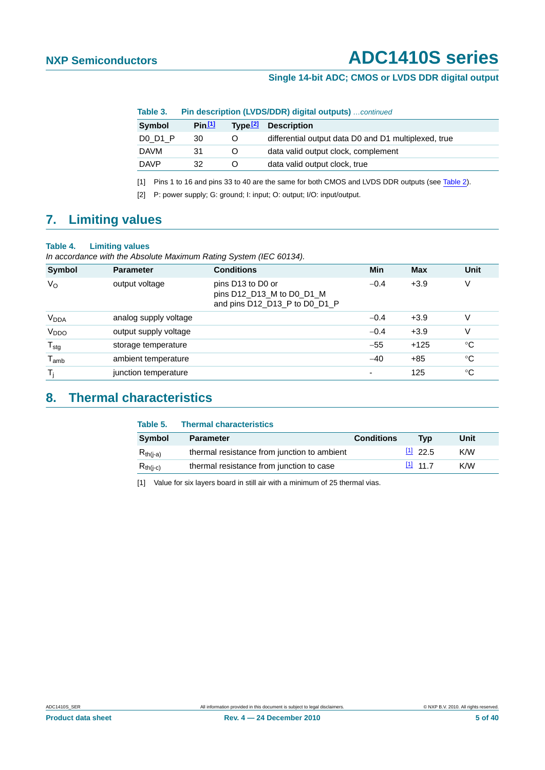**Table 3. Pin description (LVDS/DDR) digital outputs** *...continued*

| Symbol | Pin[1] | Type[2] | Description |
|---|---|---|---|
| D0_D1_P | 30 | O | differential output data D0 and D1 multiplexed, true |
| DAVM | 31 | O | data valid output clock, complement |
| DAVP | 32 | O | data valid output clock, true |

[1] Pins 1 to 16 and pins 33 to 40 are the same for both CMOS and LVDS DDR outputs (see Table 2).

[2] P: power supply; G: ground; I: input; O: output; I/O: input/output.

# 7. Limiting values

**Table 4. Limiting values**

*In accordance with the Absolute Maximum Rating System (IEC 60134).*

| Symbol | Parameter | Conditions | Min | Max | Unit |
|---|---|---|---|---|---|
| $V_O$ | output voltage | pins D13 to D0 or pins D12_D13_M to D0_D1_M and pins D12_D13_P to D0_D1_P | −0.4 | +3.9 | V |
| $V_{DDA}$ | analog supply voltage | | −0.4 | +3.9 | V |
| $V_{DDO}$ | output supply voltage | | −0.4 | +3.9 | V |
| $T_{stg}$ | storage temperature | | −55 | +125 | °C |
| $T_{amb}$ | ambient temperature | | −40 | +85 | °C |
| $T_j$ | junction temperature | | - | 125 | °C |

# 8. Thermal characteristics

**Table 5. Thermal characteristics**

| Symbol | Parameter | Conditions | Typ | Unit |
|---|---|---|---|---|
| $R_{th(j-a)}$ | thermal resistance from junction to ambient | [1] | 22.5 | K/W |
| $R_{th(j-c)}$ | thermal resistance from junction to case | [1] | 11.7 | K/W |

[1] Value for six layers board in still air with a minimum of 25 thermal vias.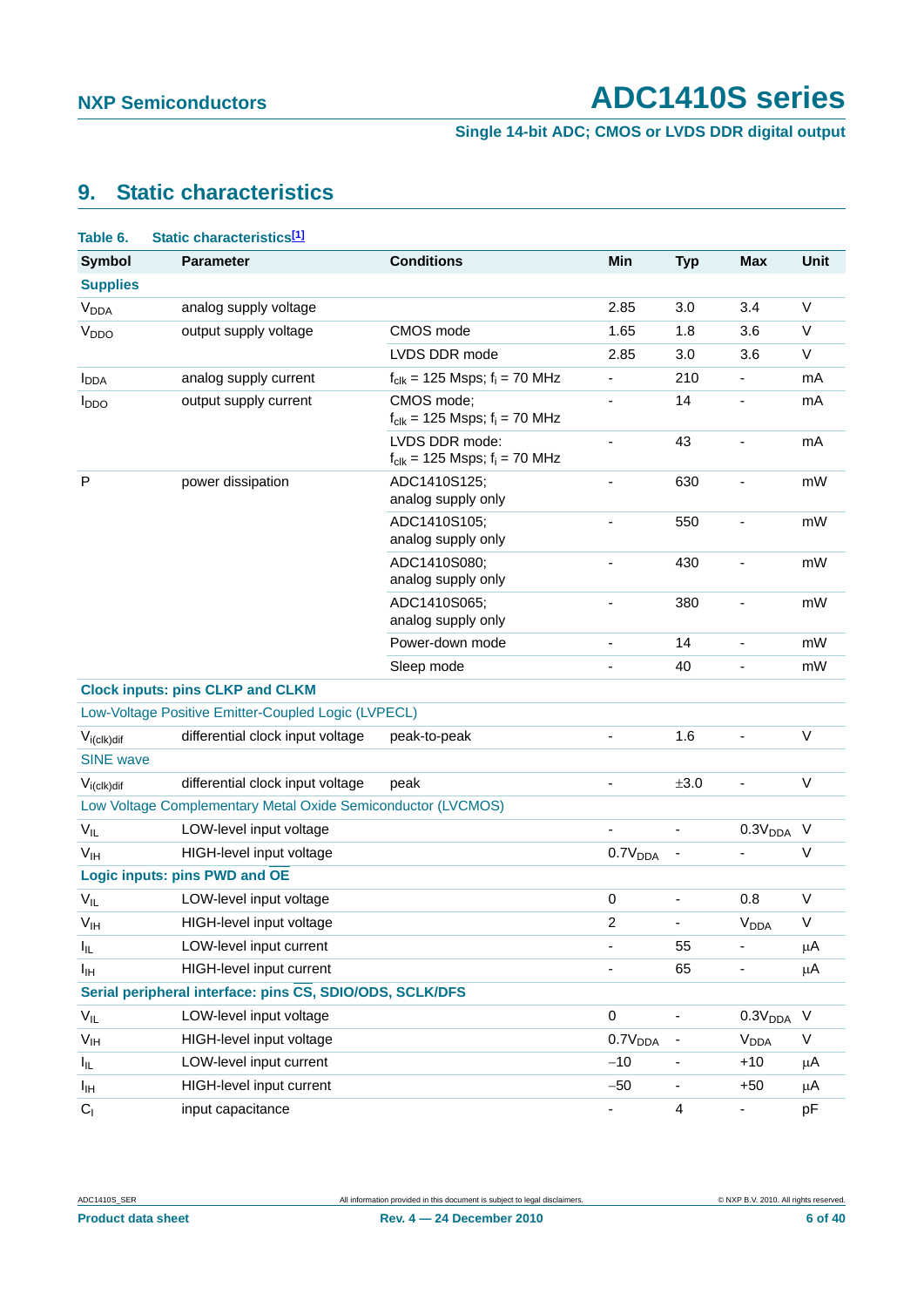## 9. Static characteristics

**Table 6. Static characteristics[1]**

| Symbol | Parameter | Conditions | Min | Typ | Max | Unit |
|---|---|---|---|---|---|---|
| **Supplies** | | | | | | |
| $V_{DDA}$ | analog supply voltage | | 2.85 | 3.0 | 3.4 | V |
| $V_{DDO}$ | output supply voltage | CMOS mode | 1.65 | 1.8 | 3.6 | V |
| | | LVDS DDR mode | 2.85 | 3.0 | 3.6 | V |
| $I_{DDA}$ | analog supply current | $f_{clk}$ = 125 Msps; $f_i$ = 70 MHz | - | 210 | - | mA |
| $I_{DDO}$ | output supply current | CMOS mode; $f_{clk}$ = 125 Msps; $f_i$ = 70 MHz | - | 14 | - | mA |
| | | LVDS DDR mode: $f_{clk}$ = 125 Msps; $f_i$ = 70 MHz | - | 43 | - | mA |
| P | power dissipation | ADC1410S125; analog supply only | - | 630 | - | mW |
| | | ADC1410S105; analog supply only | - | 550 | - | mW |
| | | ADC1410S080; analog supply only | - | 430 | - | mW |
| | | ADC1410S065; analog supply only | - | 380 | - | mW |
| | | Power-down mode | - | 14 | - | mW |
| | | Sleep mode | - | 40 | - | mW |
| **Clock inputs: pins CLKP and CLKM** | | | | | | |
| Low-Voltage Positive Emitter-Coupled Logic (LVPECL) | | | | | | |
| $V_{i(clk)dif}$ | differential clock input voltage | peak-to-peak | - | 1.6 | - | V |
| SINE wave | | | | | | |
| $V_{i(clk)dif}$ | differential clock input voltage | peak | - | ±3.0 | - | V |
| Low Voltage Complementary Metal Oxide Semiconductor (LVCMOS) | | | | | | |
| $V_{IL}$ | LOW-level input voltage | | - | - | $0.3V_{DDA}$ | V |
| $V_{IH}$ | HIGH-level input voltage | | $0.7V_{DDA}$ | - | - | V |
| **Logic inputs: pins PWD and $\overline{OE}$** | | | | | | |
| $V_{IL}$ | LOW-level input voltage | | 0 | - | 0.8 | V |
| $V_{IH}$ | HIGH-level input voltage | | 2 | - | $V_{DDA}$ | V |
| $I_{IL}$ | LOW-level input current | | - | 55 | - | μA |
| $I_{IH}$ | HIGH-level input current | | - | 65 | - | μA |
| **Serial peripheral interface: pins $\overline{CS}$, SDIO/ODS, SCLK/DFS** | | | | | | |
| $V_{IL}$ | LOW-level input voltage | | 0 | - | $0.3V_{DDA}$ | V |
| $V_{IH}$ | HIGH-level input voltage | | $0.7V_{DDA}$ | - | $V_{DDA}$ | V |
| $I_{IL}$ | LOW-level input current | | −10 | - | +10 | μA |
| $I_{IH}$ | HIGH-level input current | | −50 | - | +50 | μA |
| $C_I$ | input capacitance | | - | 4 | - | pF |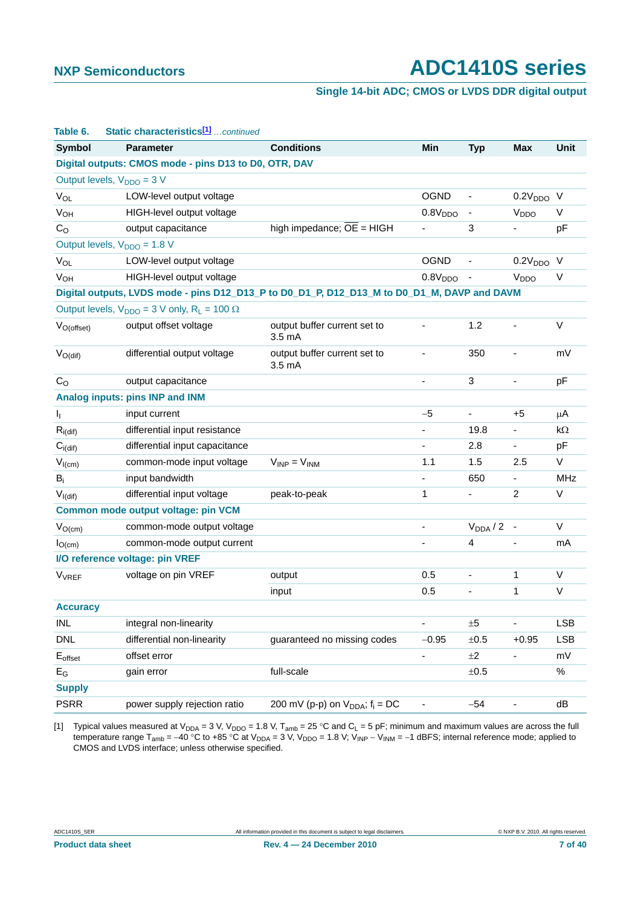**Table 6. Static characteristics[1]** *...continued*

| Symbol | Parameter | Conditions | Min | Typ | Max | Unit |
|---|---|---|---|---|---|---|
| **Digital outputs: CMOS mode - pins D13 to D0, OTR, DAV** | | | | | | |
| Output levels, $V_{DDO}$ = 3 V | | | | | | |
| $V_{OL}$ | LOW-level output voltage | | OGND | - | $0.2V_{DDO}$ | V |
| $V_{OH}$ | HIGH-level output voltage | | $0.8V_{DDO}$ | - | $V_{DDO}$ | V |
| $C_O$ | output capacitance | high impedance; $\overline{OE}$ = HIGH | - | 3 | - | pF |
| Output levels, $V_{DDO}$ = 1.8 V | | | | | | |
| $V_{OL}$ | LOW-level output voltage | | OGND | - | $0.2V_{DDO}$ | V |
| $V_{OH}$ | HIGH-level output voltage | | $0.8V_{DDO}$ | - | $V_{DDO}$ | V |
| **Digital outputs, LVDS mode - pins D12_D13_P to D0_D1_P, D12_D13_M to D0_D1_M, DAVP and DAVM** | | | | | | |
| Output levels, $V_{DDO}$ = 3 V only, $R_L$ = 100 Ω | | | | | | |
| $V_{O(offset)}$ | output offset voltage | output buffer current set to 3.5 mA | - | 1.2 | - | V |
| $V_{O(dif)}$ | differential output voltage | output buffer current set to 3.5 mA | - | 350 | - | mV |
| $C_O$ | output capacitance | | - | 3 | - | pF |
| **Analog inputs: pins INP and INM** | | | | | | |
| $I_I$ | input current | | −5 | - | +5 | μA |
| $R_{i(dif)}$ | differential input resistance | | - | 19.8 | - | kΩ |
| $C_{i(dif)}$ | differential input capacitance | | - | 2.8 | - | pF |
| $V_{I(cm)}$ | common-mode input voltage | $V_{INP} = V_{INM}$ | 1.1 | 1.5 | 2.5 | V |
| $B_i$ | input bandwidth | | - | 650 | - | MHz |
| $V_{I(dif)}$ | differential input voltage | peak-to-peak | 1 | - | 2 | V |
| **Common mode output voltage: pin VCM** | | | | | | |
| $V_{O(cm)}$ | common-mode output voltage | | - | $V_{DDA}$ / 2 | - | V |
| $I_{O(cm)}$ | common-mode output current | | - | 4 | - | mA |
| **I/O reference voltage: pin VREF** | | | | | | |
| $V_{VREF}$ | voltage on pin VREF | output | 0.5 | - | 1 | V |
| | | input | 0.5 | - | 1 | V |
| **Accuracy** | | | | | | |
| INL | integral non-linearity | | - | ±5 | - | LSB |
| DNL | differential non-linearity | guaranteed no missing codes | −0.95 | ±0.5 | +0.95 | LSB |
| $E_{offset}$ | offset error | | - | ±2 | - | mV |
| $E_G$ | gain error | full-scale | | ±0.5 | | % |
| **Supply** | | | | | | |
| PSRR | power supply rejection ratio | 200 mV (p-p) on $V_{DDA}$; $f_i$ = DC | - | −54 | - | dB |

[1] Typical values measured at $V_{DDA}$ = 3 V, $V_{DDO}$ = 1.8 V, $T_{amb}$ = 25 °C and $C_L$ = 5 pF; minimum and maximum values are across the full temperature range $T_{amb}$ = −40 °C to +85 °C at $V_{DDA}$ = 3 V, $V_{DDO}$ = 1.8 V; $V_{INP} - V_{INM}$ = −1 dBFS; internal reference mode; applied to CMOS and LVDS interface; unless otherwise specified.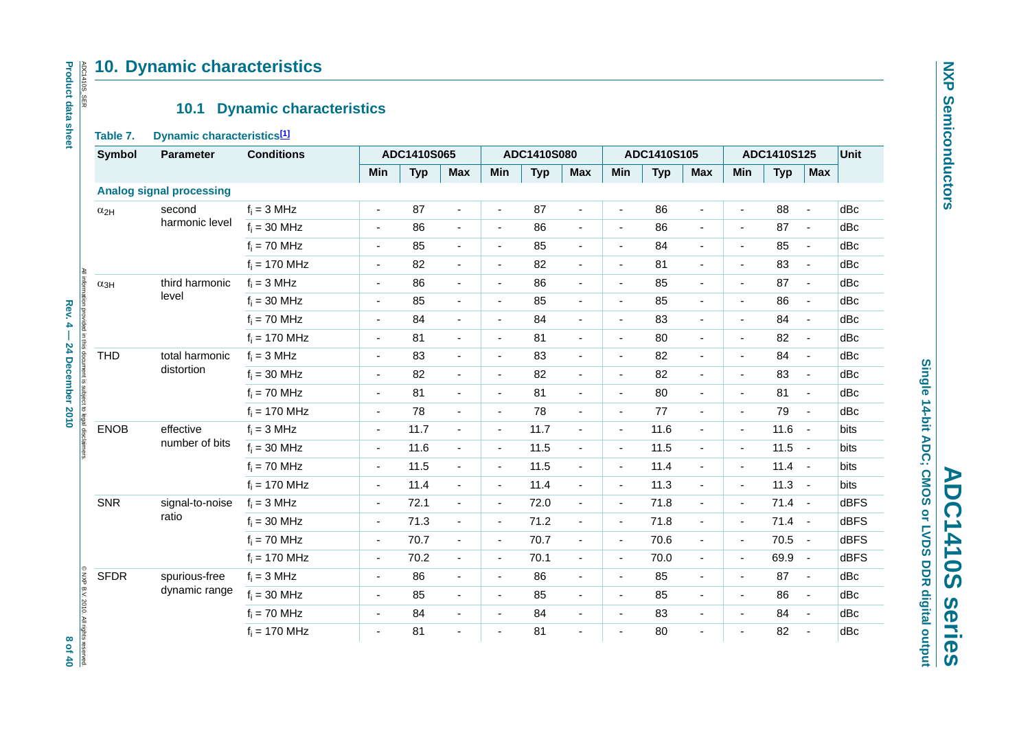# 10. Dynamic characteristics

## 10.1 Dynamic characteristics

**Table 7. Dynamic characteristics[1]**

| Symbol | Parameter | Conditions | ADC1410S065 | | | ADC1410S080 | | | ADC1410S105 | | | ADC1410S125 | | | Unit |
|---|---|---|---|---|---|---|---|---|---|---|---|---|---|---|---|
| | | | Min | Typ | Max | Min | Typ | Max | Min | Typ | Max | Min | Typ | Max | |
| **Analog signal processing** | | | | | | | | | | | | | | | |
| $\alpha_{2H}$ | second harmonic level | $f_i$ = 3 MHz | - | 87 | - | - | 87 | - | - | 86 | - | - | 88 | - | dBc |
| | | $f_i$ = 30 MHz | - | 86 | - | - | 86 | - | - | 86 | - | - | 87 | - | dBc |
| | | $f_i$ = 70 MHz | - | 85 | - | - | 85 | - | - | 84 | - | - | 85 | - | dBc |
| | | $f_i$ = 170 MHz | - | 82 | - | - | 82 | - | - | 81 | - | - | 83 | - | dBc |
| $\alpha_{3H}$ | third harmonic level | $f_i$ = 3 MHz | - | 86 | - | - | 86 | - | - | 85 | - | - | 87 | - | dBc |
| | | $f_i$ = 30 MHz | - | 85 | - | - | 85 | - | - | 85 | - | - | 86 | - | dBc |
| | | $f_i$ = 70 MHz | - | 84 | - | - | 84 | - | - | 83 | - | - | 84 | - | dBc |
| | | $f_i$ = 170 MHz | - | 81 | - | - | 81 | - | - | 80 | - | - | 82 | - | dBc |
| THD | total harmonic distortion | $f_i$ = 3 MHz | - | 83 | - | - | 83 | - | - | 82 | - | - | 84 | - | dBc |
| | | $f_i$ = 30 MHz | - | 82 | - | - | 82 | - | - | 82 | - | - | 83 | - | dBc |
| | | $f_i$ = 70 MHz | - | 81 | - | - | 81 | - | - | 80 | - | - | 81 | - | dBc |
| | | $f_i$ = 170 MHz | - | 78 | - | - | 78 | - | - | 77 | - | - | 79 | - | dBc |
| ENOB | effective number of bits | $f_i$ = 3 MHz | - | 11.7 | - | - | 11.7 | - | - | 11.6 | - | - | 11.6 | - | bits |
| | | $f_i$ = 30 MHz | - | 11.6 | - | - | 11.5 | - | - | 11.5 | - | - | 11.5 | - | bits |
| | | $f_i$ = 70 MHz | - | 11.5 | - | - | 11.5 | - | - | 11.4 | - | - | 11.4 | - | bits |
| | | $f_i$ = 170 MHz | - | 11.4 | - | - | 11.4 | - | - | 11.3 | - | - | 11.3 | - | bits |
| SNR | signal-to-noise ratio | $f_i$ = 3 MHz | - | 72.1 | - | - | 72.0 | - | - | 71.8 | - | - | 71.4 | - | dBFS |
| | | $f_i$ = 30 MHz | - | 71.3 | - | - | 71.2 | - | - | 71.8 | - | - | 71.4 | - | dBFS |
| | | $f_i$ = 70 MHz | - | 70.7 | - | - | 70.7 | - | - | 70.6 | - | - | 70.5 | - | dBFS |
| | | $f_i$ = 170 MHz | - | 70.2 | - | - | 70.1 | - | - | 70.0 | - | - | 69.9 | - | dBFS |
| SFDR | spurious-free dynamic range | $f_i$ = 3 MHz | - | 86 | - | - | 86 | - | - | 85 | - | - | 87 | - | dBc |
| | | $f_i$ = 30 MHz | - | 85 | - | - | 85 | - | - | 85 | - | - | 86 | - | dBc |
| | | $f_i$ = 70 MHz | - | 84 | - | - | 84 | - | - | 83 | - | - | 84 | - | dBc |
| | | $f_i$ = 170 MHz | - | 81 | - | - | 81 | - | - | 80 | - | - | 82 | - | dBc |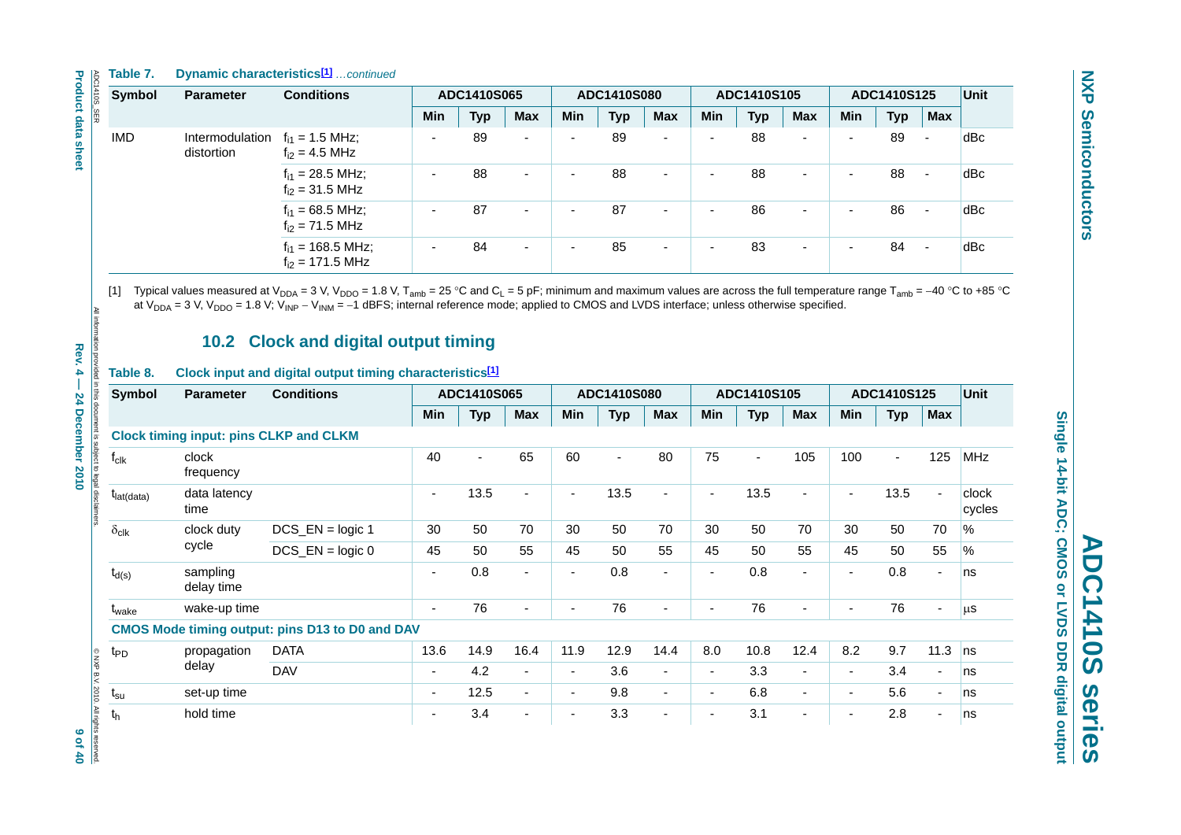**Table 7. Dynamic characteristics[1]** *…continued*

| Symbol | Parameter | Conditions | ADC1410S065 | | | ADC1410S080 | | | ADC1410S105 | | | ADC1410S125 | | | Unit |
|---|---|---|---|---|---|---|---|---|---|---|---|---|---|---|---|
| | | | Min | Typ | Max | Min | Typ | Max | Min | Typ | Max | Min | Typ | Max | |
| IMD | Intermodulation distortion | $f_{i1}$ = 1.5 MHz; $f_{i2}$ = 4.5 MHz | - | 89 | - | - | 89 | - | - | 88 | - | - | 89 | - | dBc |
| | | $f_{i1}$ = 28.5 MHz; $f_{i2}$ = 31.5 MHz | - | 88 | - | - | 88 | - | - | 88 | - | - | 88 | - | dBc |
| | | $f_{i1}$ = 68.5 MHz; $f_{i2}$ = 71.5 MHz | - | 87 | - | - | 87 | - | - | 86 | - | - | 86 | - | dBc |
| | | $f_{i1}$ = 168.5 MHz; $f_{i2}$ = 171.5 MHz | - | 84 | - | - | 85 | - | - | 83 | - | - | 84 | - | dBc |

[1] Typical values measured at $V_{DDA}$ = 3 V, $V_{DDO}$ = 1.8 V, $T_{amb}$ = 25 °C and $C_L$ = 5 pF; minimum and maximum values are across the full temperature range $T_{amb}$ = −40 °C to +85 °C at $V_{DDA}$ = 3 V, $V_{DDO}$ = 1.8 V; $V_{INP} - V_{INM}$ = −1 dBFS; internal reference mode; applied to CMOS and LVDS interface; unless otherwise specified.

## 10.2 Clock and digital output timing

**Table 8. Clock input and digital output timing characteristics[1]**

| Symbol | Parameter | Conditions | ADC1410S065 | | | ADC1410S080 | | | ADC1410S105 | | | ADC1410S125 | | | Unit |
|---|---|---|---|---|---|---|---|---|---|---|---|---|---|---|---|
| | | | Min | Typ | Max | Min | Typ | Max | Min | Typ | Max | Min | Typ | Max | |
| **Clock timing input: pins CLKP and CLKM** | | | | | | | | | | | | | | | |
| $f_{clk}$ | clock frequency | | 40 | - | 65 | 60 | - | 80 | 75 | - | 105 | 100 | - | 125 | MHz |
| $t_{lat(data)}$ | data latency time | | - | 13.5 | - | - | 13.5 | - | - | 13.5 | - | - | 13.5 | - | clock cycles |
| $\delta_{clk}$ | clock duty cycle | DCS_EN = logic 1 | 30 | 50 | 70 | 30 | 50 | 70 | 30 | 50 | 70 | 30 | 50 | 70 | % |
| | | DCS_EN = logic 0 | 45 | 50 | 55 | 45 | 50 | 55 | 45 | 50 | 55 | 45 | 50 | 55 | % |
| $t_{d(s)}$ | sampling delay time | | - | 0.8 | - | - | 0.8 | - | - | 0.8 | - | - | 0.8 | - | ns |
| $t_{wake}$ | wake-up time | | - | 76 | - | - | 76 | - | - | 76 | - | - | 76 | - | μs |
| **CMOS Mode timing output: pins D13 to D0 and DAV** | | | | | | | | | | | | | | | |
| $t_{PD}$ | propagation delay | DATA | 13.6 | 14.9 | 16.4 | 11.9 | 12.9 | 14.4 | 8.0 | 10.8 | 12.4 | 8.2 | 9.7 | 11.3 | ns |
| | | DAV | - | 4.2 | - | - | 3.6 | - | - | 3.3 | - | - | 3.4 | - | ns |
| $t_{su}$ | set-up time | | - | 12.5 | - | - | 9.8 | - | - | 6.8 | - | - | 5.6 | - | ns |
| $t_h$ | hold time | | - | 3.4 | - | - | 3.3 | - | - | 3.1 | - | - | 2.8 | - | ns |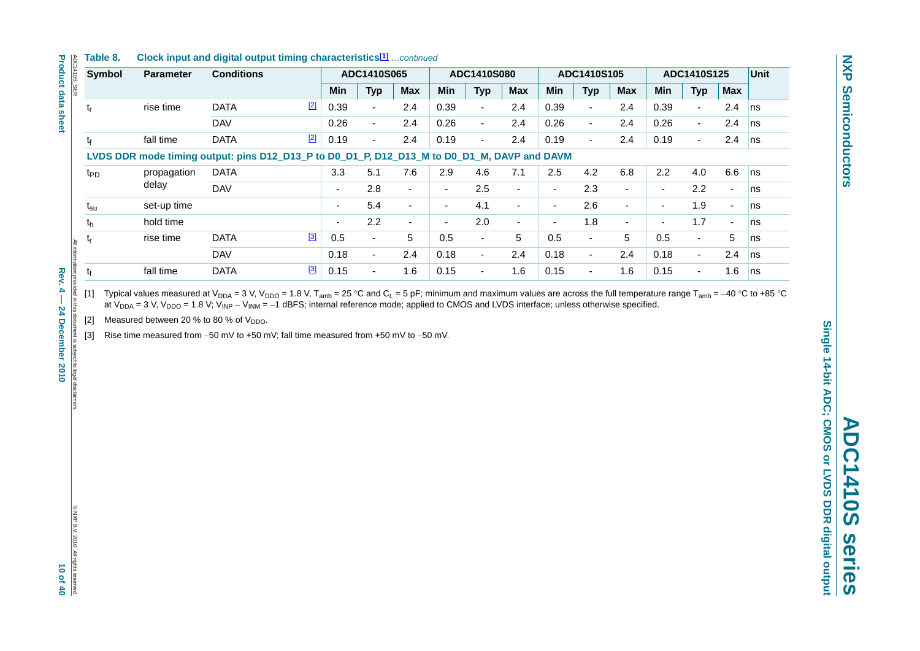**Table 8. Clock input and digital output timing characteristics[1]** *…continued*

| Symbol | Parameter | Conditions | | ADC1410S065 | | | ADC1410S080 | | | ADC1410S105 | | | ADC1410S125 | | | Unit |
|---|---|---|---|---|---|---|---|---|---|---|---|---|---|---|---|---|
| | | | | Min | Typ | Max | Min | Typ | Max | Min | Typ | Max | Min | Typ | Max | |
| $t_r$ | rise time | DATA | [2] | 0.39 | - | 2.4 | 0.39 | - | 2.4 | 0.39 | - | 2.4 | 0.39 | - | 2.4 | ns |
| | | DAV | | 0.26 | - | 2.4 | 0.26 | - | 2.4 | 0.26 | - | 2.4 | 0.26 | - | 2.4 | ns |
| $t_f$ | fall time | DATA | [2] | 0.19 | - | 2.4 | 0.19 | - | 2.4 | 0.19 | - | 2.4 | 0.19 | - | 2.4 | ns |
| **LVDS DDR mode timing output: pins D12_D13_P to D0_D1_P, D12_D13_M to D0_D1_M, DAVP and DAVM** | | | | | | | | | | | | | | | | |
| $t_{PD}$ | propagation delay | DATA | | 3.3 | 5.1 | 7.6 | 2.9 | 4.6 | 7.1 | 2.5 | 4.2 | 6.8 | 2.2 | 4.0 | 6.6 | ns |
| | | DAV | | - | 2.8 | - | - | 2.5 | - | - | 2.3 | - | - | 2.2 | - | ns |
| $t_{su}$ | set-up time | | | - | 5.4 | - | - | 4.1 | - | - | 2.6 | - | - | 1.9 | - | ns |
| $t_h$ | hold time | | | - | 2.2 | - | - | 2.0 | - | - | 1.8 | - | - | 1.7 | - | ns |
| $t_r$ | rise time | DATA | [3] | 0.5 | - | 5 | 0.5 | - | 5 | 0.5 | - | 5 | 0.5 | - | 5 | ns |
| | | DAV | | 0.18 | - | 2.4 | 0.18 | - | 2.4 | 0.18 | - | 2.4 | 0.18 | - | 2.4 | ns |
| $t_f$ | fall time | DATA | [3] | 0.15 | - | 1.6 | 0.15 | - | 1.6 | 0.15 | - | 1.6 | 0.15 | - | 1.6 | ns |

[1] Typical values measured at $V_{DDA}$ = 3 V, $V_{DDO}$ = 1.8 V, $T_{amb}$ = 25 °C and $C_L$ = 5 pF; minimum and maximum values are across the full temperature range $T_{amb}$ = −40 °C to +85 °C at $V_{DDA}$ = 3 V, $V_{DDO}$ = 1.8 V; $V_{INP} - V_{INM}$ = −1 dBFS; internal reference mode; applied to CMOS and LVDS interface; unless otherwise specified.

[2] Measured between 20 % to 80 % of $V_{DDO}$.

[3] Rise time measured from −50 mV to +50 mV; fall time measured from +50 mV to −50 mV.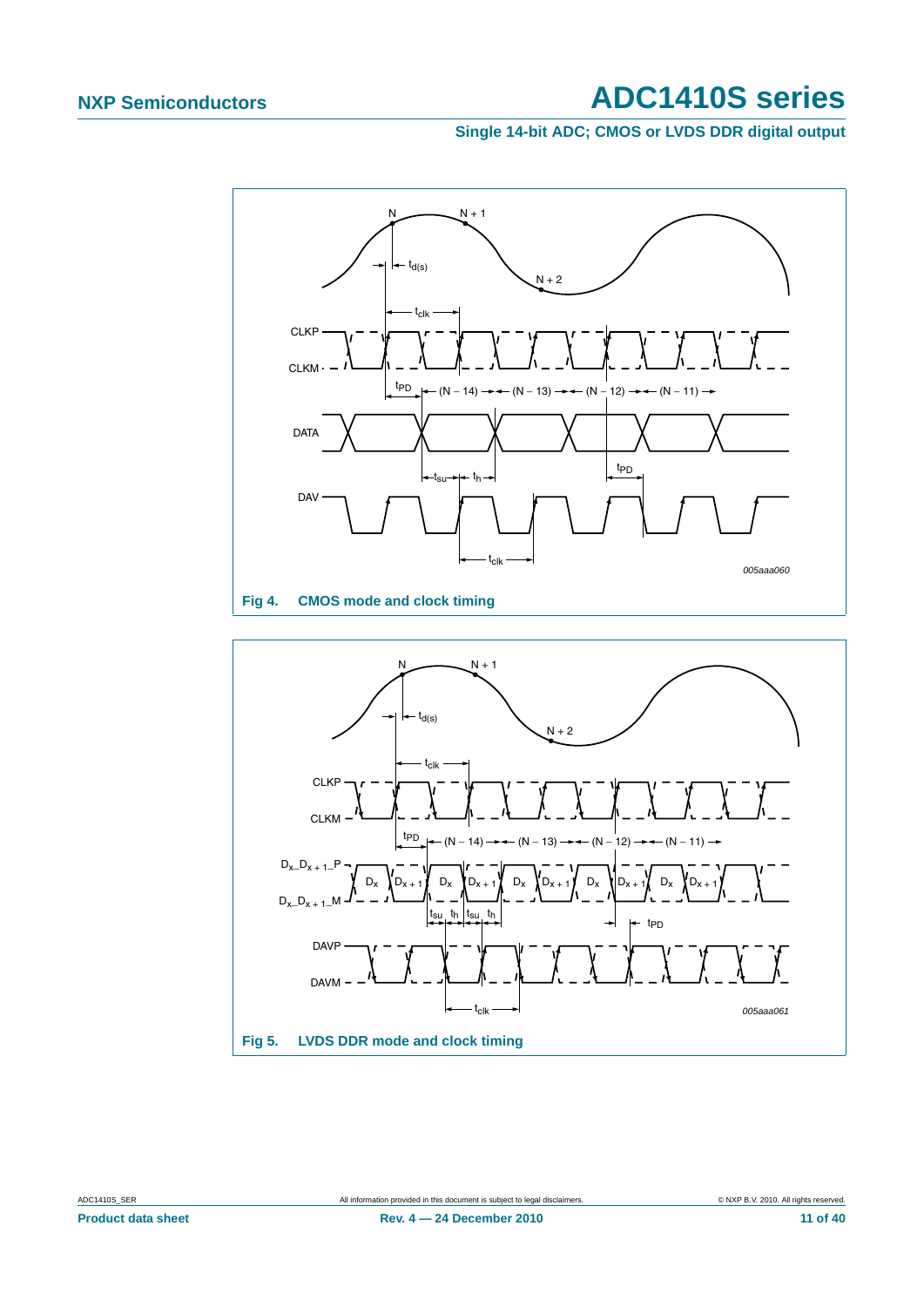Fig 4. CMOS mode and clock timing

Fig 5. LVDS DDR mode and clock timing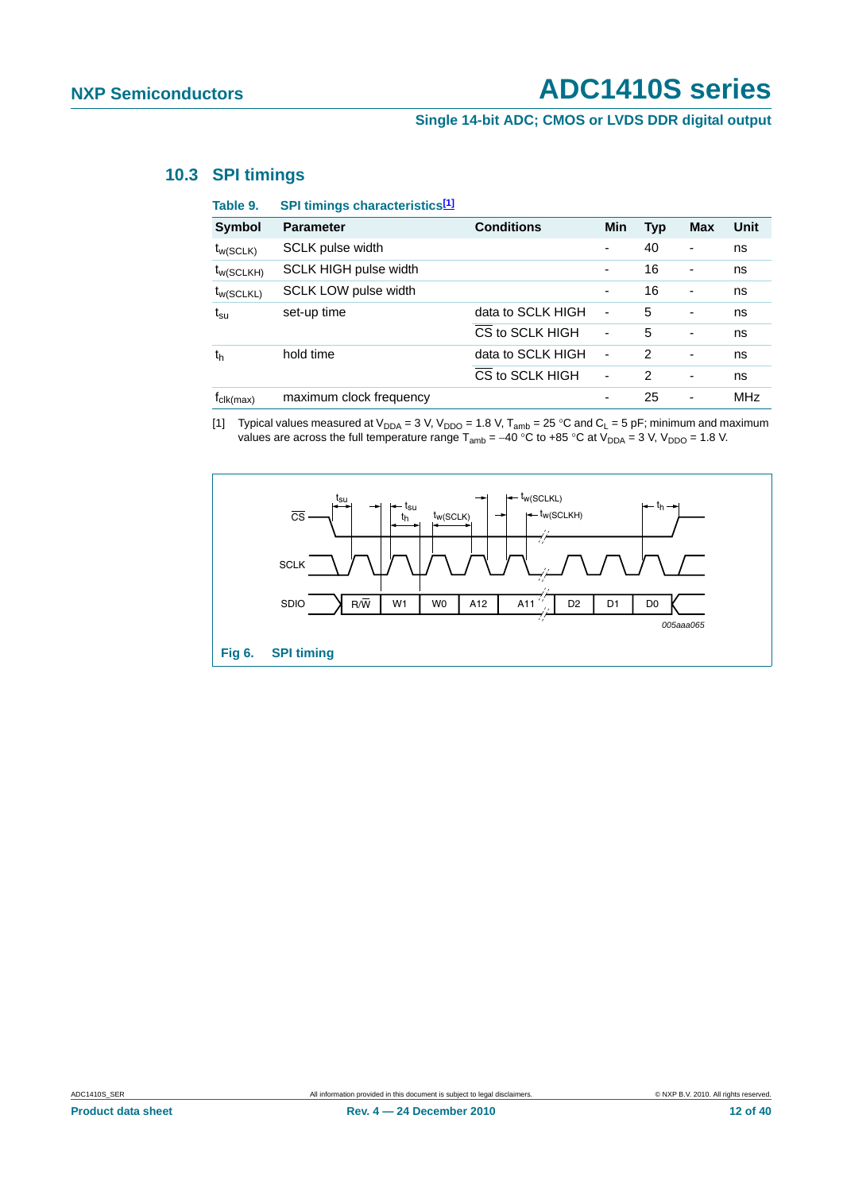## 10.3 SPI timings

**Table 9. SPI timings characteristics[1]**

| Symbol | Parameter | Conditions | Min | Typ | Max | Unit |
|---|---|---|---|---|---|---|
| $t_{w(SCLK)}$ | SCLK pulse width | | - | 40 | - | ns |
| $t_{w(SCLKH)}$ | SCLK HIGH pulse width | | - | 16 | - | ns |
| $t_{w(SCLKL)}$ | SCLK LOW pulse width | | - | 16 | - | ns |
| $t_{su}$ | set-up time | data to SCLK HIGH | - | 5 | - | ns |
| | | $\overline{CS}$ to SCLK HIGH | - | 5 | - | ns |
| $t_h$ | hold time | data to SCLK HIGH | - | 2 | - | ns |
| | | $\overline{CS}$ to SCLK HIGH | - | 2 | - | ns |
| $f_{clk(max)}$ | maximum clock frequency | | - | 25 | - | MHz |

[1] Typical values measured at $V_{DDA}$ = 3 V, $V_{DDO}$ = 1.8 V, $T_{amb}$ = 25 °C and $C_L$ = 5 pF; minimum and maximum values are across the full temperature range $T_{amb}$ = −40 °C to +85 °C at $V_{DDA}$ = 3 V, $V_{DDO}$ = 1.8 V.

**Fig 6. SPI timing**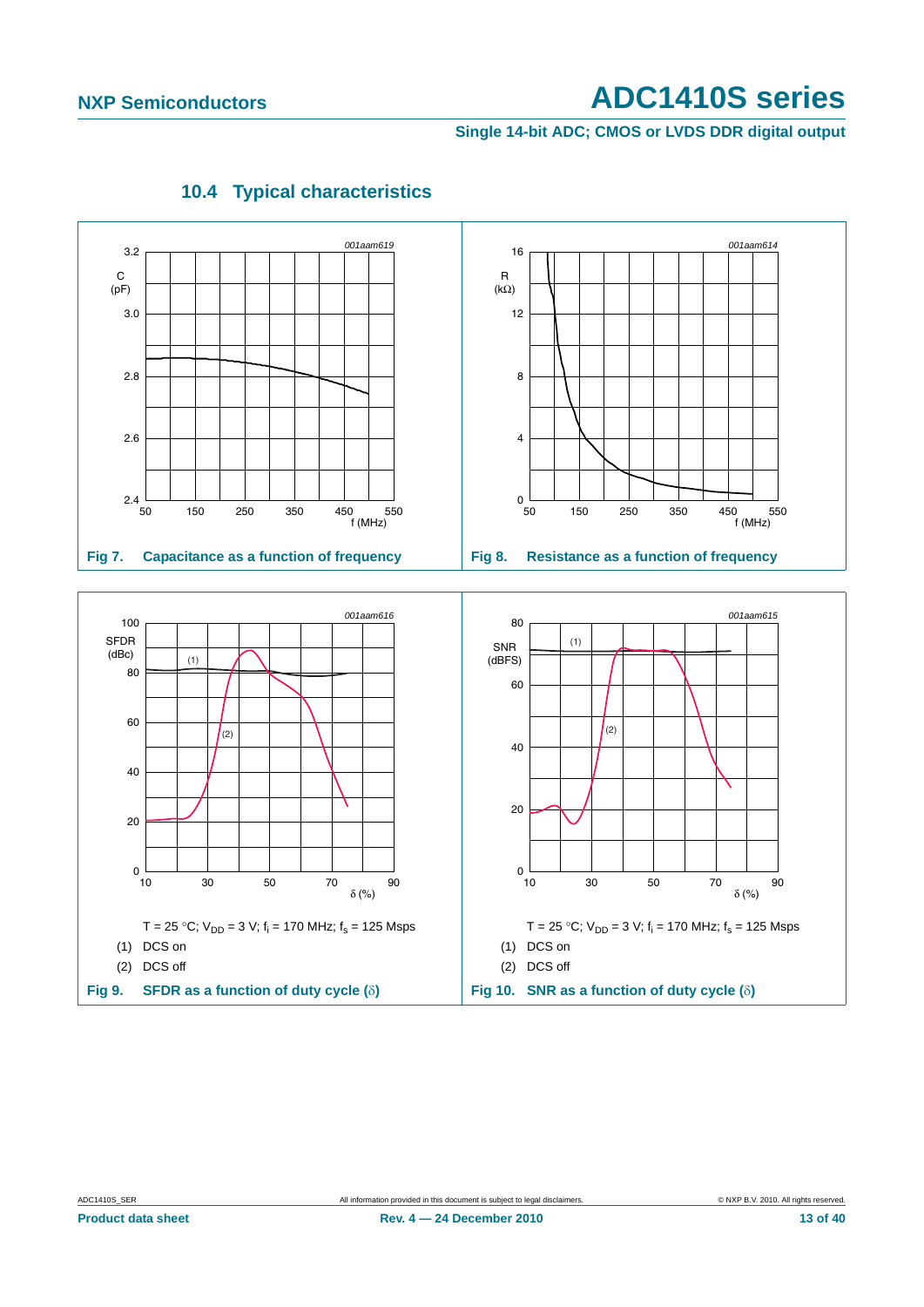### 10.4 Typical characteristics

Fig 7. Capacitance as a function of frequency

Fig 8. Resistance as a function of frequency

T = 25 °C; $V_{DD}$ = 3 V; $f_i$ = 170 MHz; $f_s$ = 125 Msps

(1) DCS on

(2) DCS off

Fig 9. SFDR as a function of duty cycle (δ)

T = 25 °C; $V_{DD}$ = 3 V; $f_i$ = 170 MHz; $f_s$ = 125 Msps

(1) DCS on

(2) DCS off

Fig 10. SNR as a function of duty cycle (δ)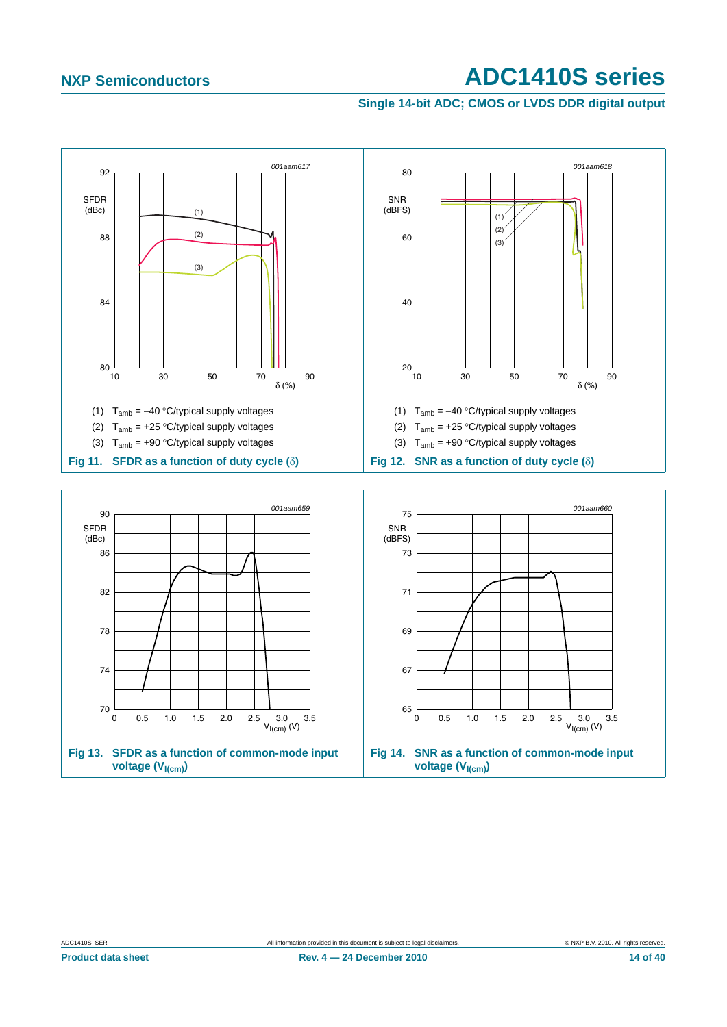(1) $T_{amb}$ = −40 °C/typical supply voltages

(2) $T_{amb}$ = +25 °C/typical supply voltages

(3) $T_{amb}$ = +90 °C/typical supply voltages

**Fig 11. SFDR as a function of duty cycle (δ)**

(1) $T_{amb}$ = −40 °C/typical supply voltages

(2) $T_{amb}$ = +25 °C/typical supply voltages

(3) $T_{amb}$ = +90 °C/typical supply voltages

**Fig 12. SNR as a function of duty cycle (δ)**

**Fig 13. SFDR as a function of common-mode input voltage ($V_{I(cm)}$)**

**Fig 14. SNR as a function of common-mode input voltage ($V_{I(cm)}$)**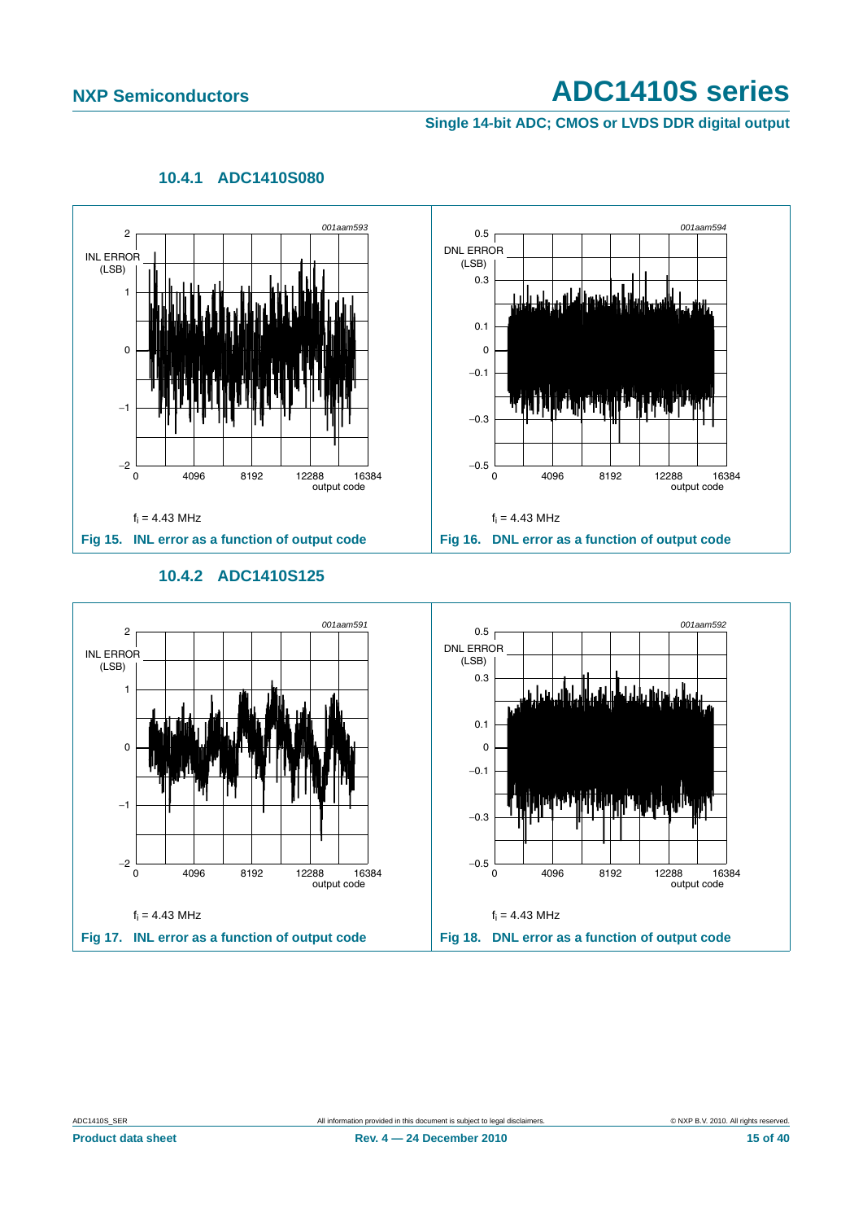#### 10.4.1 ADC1410S080

$f_i$ = 4.43 MHz

**Fig 15. INL error as a function of output code**

$f_i$ = 4.43 MHz

**Fig 16. DNL error as a function of output code**

#### 10.4.2 ADC1410S125

$f_i$ = 4.43 MHz

**Fig 17. INL error as a function of output code**

$f_i$ = 4.43 MHz

**Fig 18. DNL error as a function of output code**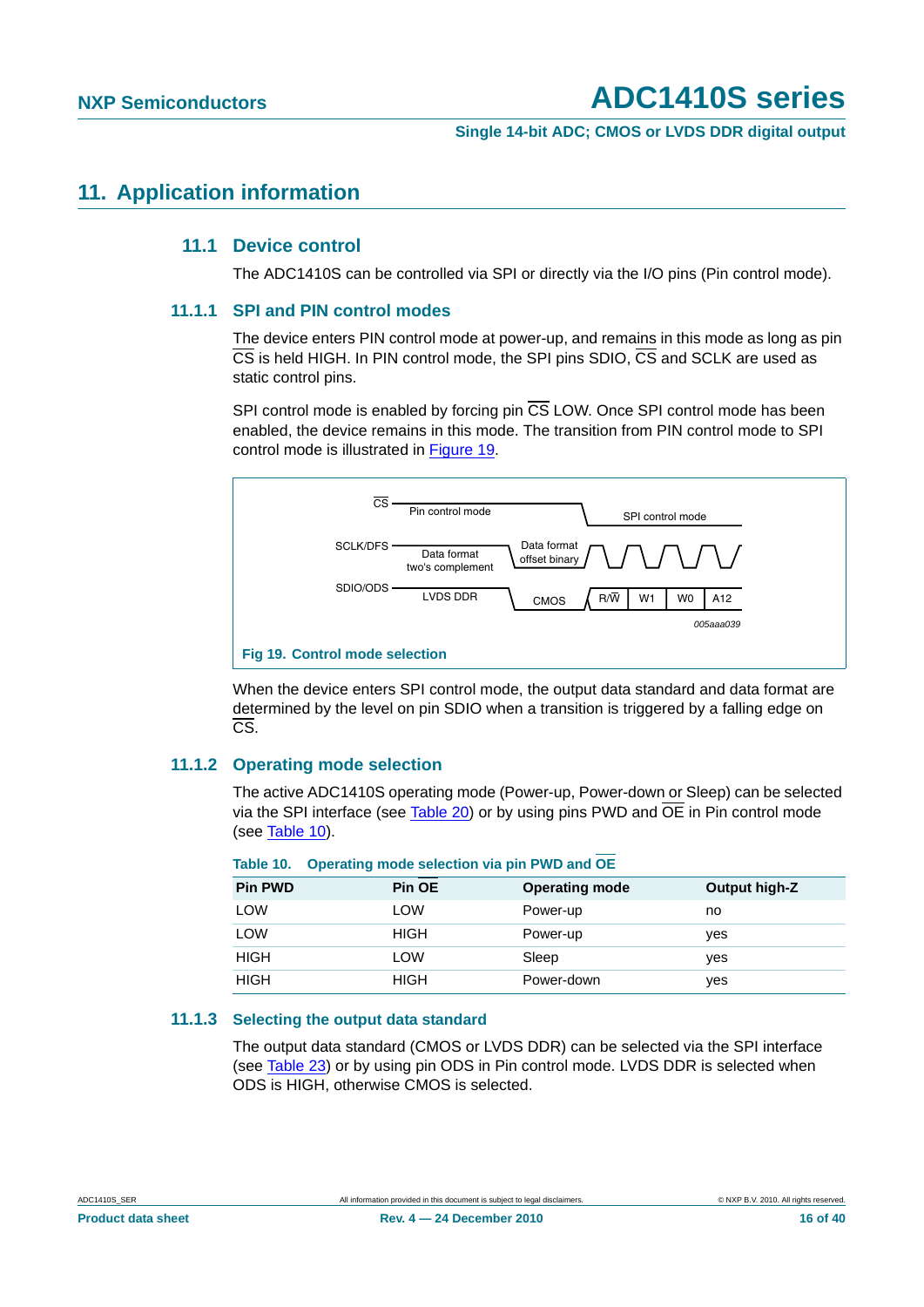# 11. Application information

## 11.1 Device control

The ADC1410S can be controlled via SPI or directly via the I/O pins (Pin control mode).

### 11.1.1 SPI and PIN control modes

The device enters PIN control mode at power-up, and remains in this mode as long as pin $\overline{CS}$ is held HIGH. In PIN control mode, the SPI pins SDIO, $\overline{CS}$ and SCLK are used as static control pins.

SPI control mode is enabled by forcing pin $\overline{CS}$ LOW. Once SPI control mode has been enabled, the device remains in this mode. The transition from PIN control mode to SPI control mode is illustrated in Figure 19.

**Fig 19. Control mode selection**

When the device enters SPI control mode, the output data standard and data format are determined by the level on pin SDIO when a transition is triggered by a falling edge on $\overline{CS}$.

### 11.1.2 Operating mode selection

The active ADC1410S operating mode (Power-up, Power-down or Sleep) can be selected via the SPI interface (see Table 20) or by using pins PWD and $\overline{OE}$ in Pin control mode (see Table 10).

**Table 10. Operating mode selection via pin PWD and $\overline{OE}$**

| Pin PWD | Pin OE | Operating mode | Output high-Z |
|---|---|---|---|
| LOW | LOW | Power-up | no |
| LOW | HIGH | Power-up | yes |
| HIGH | LOW | Sleep | yes |
| HIGH | HIGH | Power-down | yes |

### 11.1.3 Selecting the output data standard

The output data standard (CMOS or LVDS DDR) can be selected via the SPI interface (see Table 23) or by using pin ODS in Pin control mode. LVDS DDR is selected when ODS is HIGH, otherwise CMOS is selected.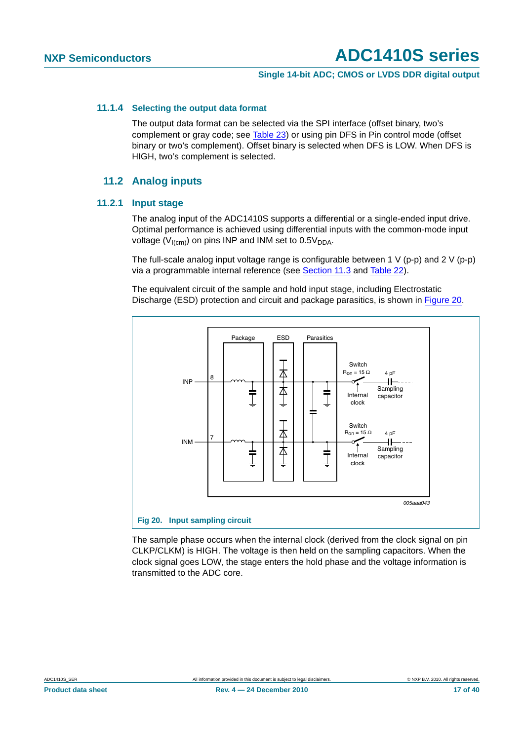### 11.1.4 Selecting the output data format

The output data format can be selected via the SPI interface (offset binary, two's complement or gray code; see Table 23) or using pin DFS in Pin control mode (offset binary or two's complement). Offset binary is selected when DFS is LOW. When DFS is HIGH, two's complement is selected.

## 11.2 Analog inputs

### 11.2.1 Input stage

The analog input of the ADC1410S supports a differential or a single-ended input drive. Optimal performance is achieved using differential inputs with the common-mode input voltage ($V_{I(cm)}$) on pins INP and INM set to $0.5V_{DDA}$.

The full-scale analog input voltage range is configurable between 1 V (p-p) and 2 V (p-p) via a programmable internal reference (see Section 11.3 and Table 22).

The equivalent circuit of the sample and hold input stage, including Electrostatic Discharge (ESD) protection and circuit and package parasitics, is shown in Figure 20.

Fig 20. Input sampling circuit

The sample phase occurs when the internal clock (derived from the clock signal on pin CLKP/CLKM) is HIGH. The voltage is then held on the sampling capacitors. When the clock signal goes LOW, the stage enters the hold phase and the voltage information is transmitted to the ADC core.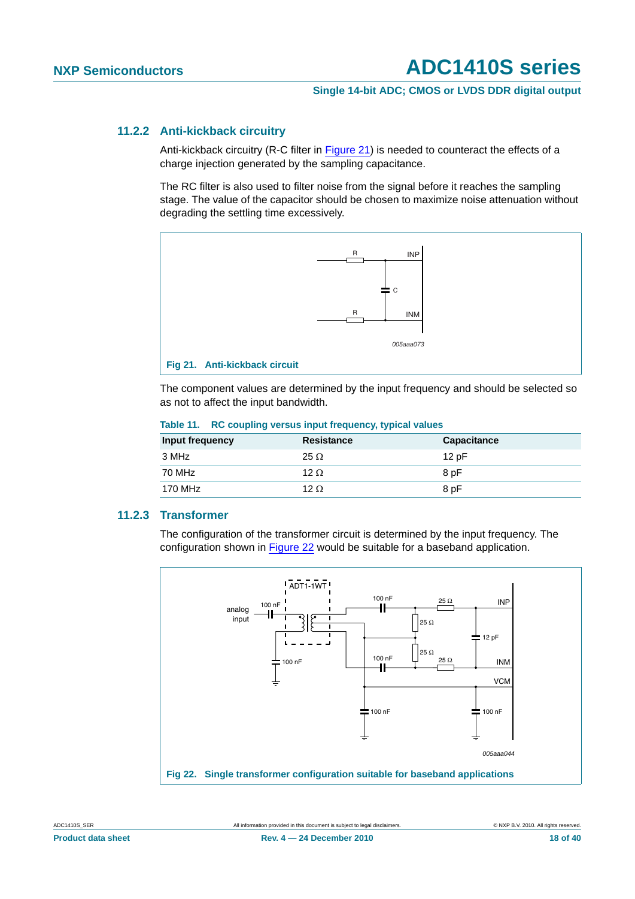### 11.2.2 Anti-kickback circuitry

Anti-kickback circuitry (R-C filter in Figure 21) is needed to counteract the effects of a charge injection generated by the sampling capacitance.

The RC filter is also used to filter noise from the signal before it reaches the sampling stage. The value of the capacitor should be chosen to maximize noise attenuation without degrading the settling time excessively.

**Fig 21. Anti-kickback circuit**

The component values are determined by the input frequency and should be selected so as not to affect the input bandwidth.

**Table 11. RC coupling versus input frequency, typical values**

| Input frequency | Resistance | Capacitance |
|---|---|---|
| 3 MHz | 25 Ω | 12 pF |
| 70 MHz | 12 Ω | 8 pF |
| 170 MHz | 12 Ω | 8 pF |

### 11.2.3 Transformer

The configuration of the transformer circuit is determined by the input frequency. The configuration shown in Figure 22 would be suitable for a baseband application.

**Fig 22. Single transformer configuration suitable for baseband applications**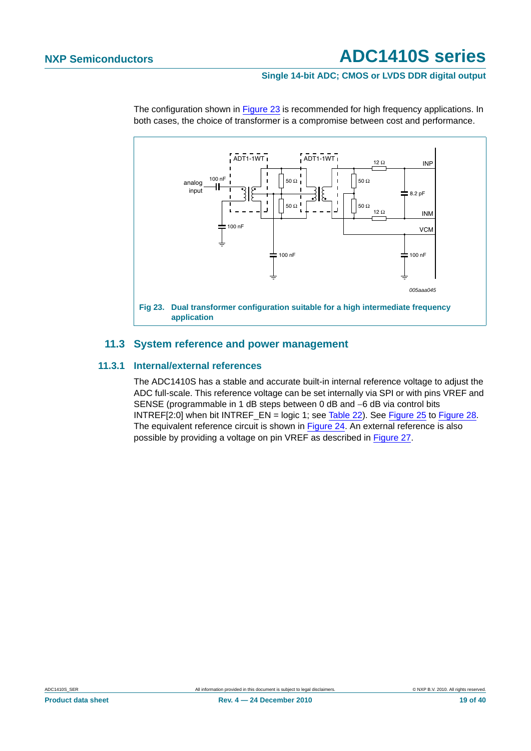The configuration shown in Figure 23 is recommended for high frequency applications. In both cases, the choice of transformer is a compromise between cost and performance.

**Fig 23. Dual transformer configuration suitable for a high intermediate frequency application**

## 11.3 System reference and power management

### 11.3.1 Internal/external references

The ADC1410S has a stable and accurate built-in internal reference voltage to adjust the ADC full-scale. This reference voltage can be set internally via SPI or with pins VREF and SENSE (programmable in 1 dB steps between 0 dB and −6 dB via control bits INTREF[2:0] when bit INTREF_EN = logic 1; see Table 22). See Figure 25 to Figure 28. The equivalent reference circuit is shown in Figure 24. An external reference is also possible by providing a voltage on pin VREF as described in Figure 27.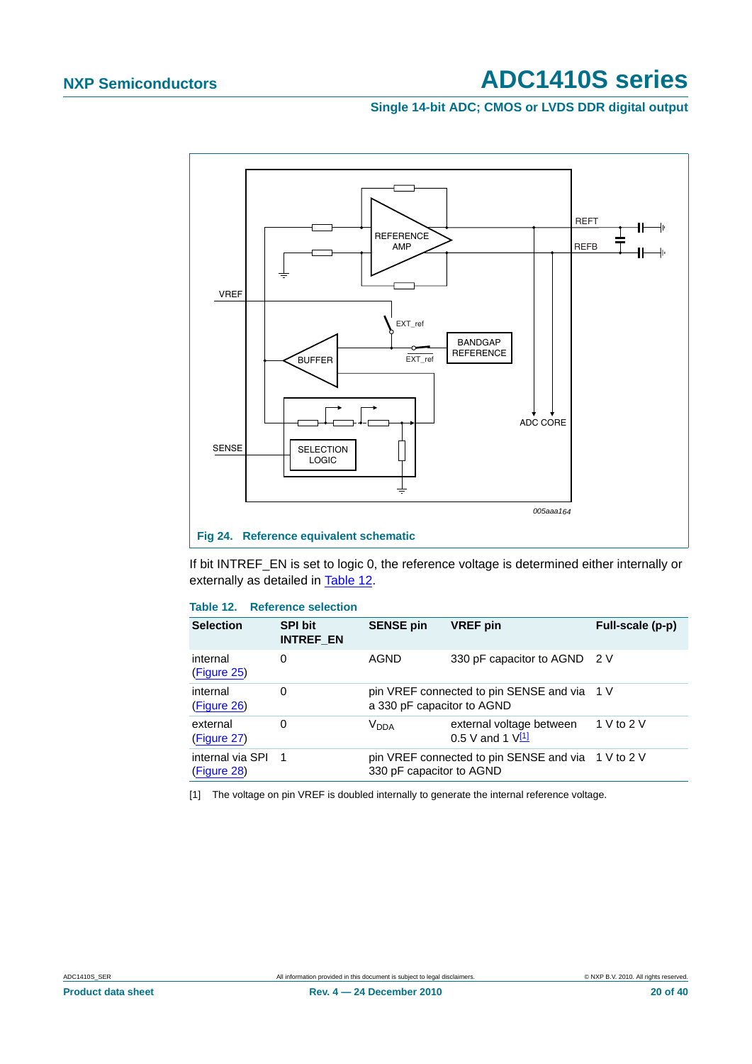Fig 24. Reference equivalent schematic

If bit INTREF_EN is set to logic 0, the reference voltage is determined either internally or externally as detailed in Table 12.

**Table 12. Reference selection**

| Selection | SPI bit INTREF_EN | SENSE pin | VREF pin | Full-scale (p-p) |
|---|---|---|---|---|
| internal (Figure 25) | 0 | AGND | 330 pF capacitor to AGND | 2 V |
| internal (Figure 26) | 0 | pin VREF connected to pin SENSE and via a 330 pF capacitor to AGND | | 1 V |
| external (Figure 27) | 0 | $V_{DDA}$ | external voltage between 0.5 V and 1 V[1] | 1 V to 2 V |
| internal via SPI (Figure 28) | 1 | pin VREF connected to pin SENSE and via 330 pF capacitor to AGND | | 1 V to 2 V |

[1] The voltage on pin VREF is doubled internally to generate the internal reference voltage.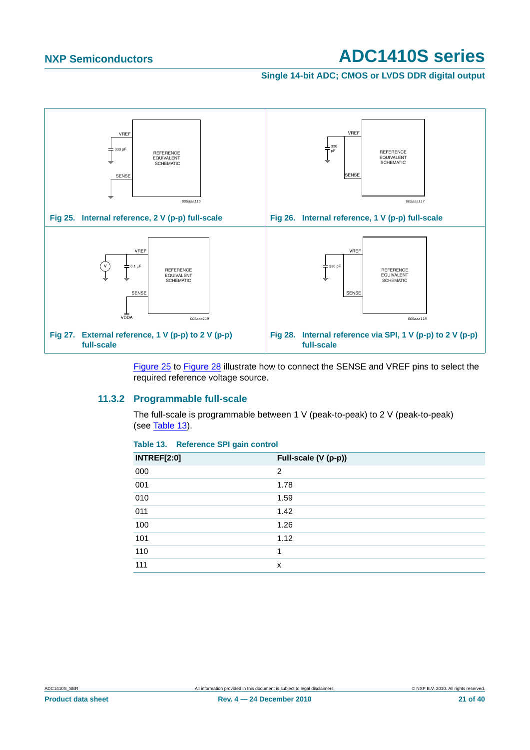Fig 25. Internal reference, 2 V (p-p) full-scale

Fig 26. Internal reference, 1 V (p-p) full-scale

Fig 27. External reference, 1 V (p-p) to 2 V (p-p) full-scale

Fig 28. Internal reference via SPI, 1 V (p-p) to 2 V (p-p) full-scale

Figure 25 to Figure 28 illustrate how to connect the SENSE and VREF pins to select the required reference voltage source.

### 11.3.2 Programmable full-scale

The full-scale is programmable between 1 V (peak-to-peak) to 2 V (peak-to-peak) (see Table 13).

**Table 13. Reference SPI gain control**

| INTREF[2:0] | Full-scale (V (p-p)) |
|---|---|
| 000 | 2 |
| 001 | 1.78 |
| 010 | 1.59 |
| 011 | 1.42 |
| 100 | 1.26 |
| 101 | 1.12 |
| 110 | 1 |
| 111 | x |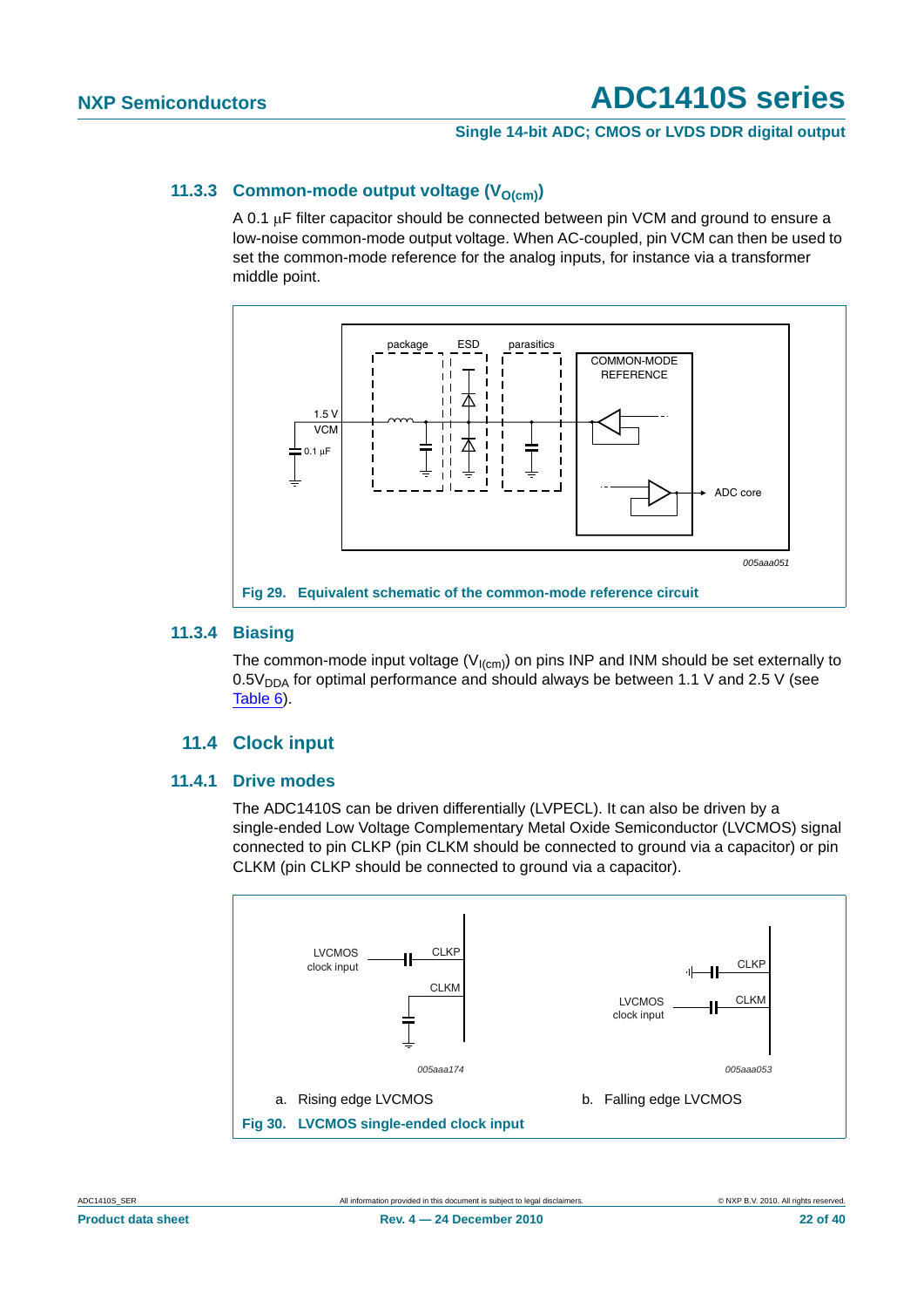### 11.3.3 Common-mode output voltage ($V_{O(cm)}$)

A 0.1 μF filter capacitor should be connected between pin VCM and ground to ensure a low-noise common-mode output voltage. When AC-coupled, pin VCM can then be used to set the common-mode reference for the analog inputs, for instance via a transformer middle point.

Fig 29. Equivalent schematic of the common-mode reference circuit

### 11.3.4 Biasing

The common-mode input voltage ($V_{I(cm)}$) on pins INP and INM should be set externally to $0.5V_{DDA}$ for optimal performance and should always be between 1.1 V and 2.5 V (see Table 6).

## 11.4 Clock input

### 11.4.1 Drive modes

The ADC1410S can be driven differentially (LVPECL). It can also be driven by a single-ended Low Voltage Complementary Metal Oxide Semiconductor (LVCMOS) signal connected to pin CLKP (pin CLKM should be connected to ground via a capacitor) or pin CLKM (pin CLKP should be connected to ground via a capacitor).

a. Rising edge LVCMOS

b. Falling edge LVCMOS

Fig 30. LVCMOS single-ended clock input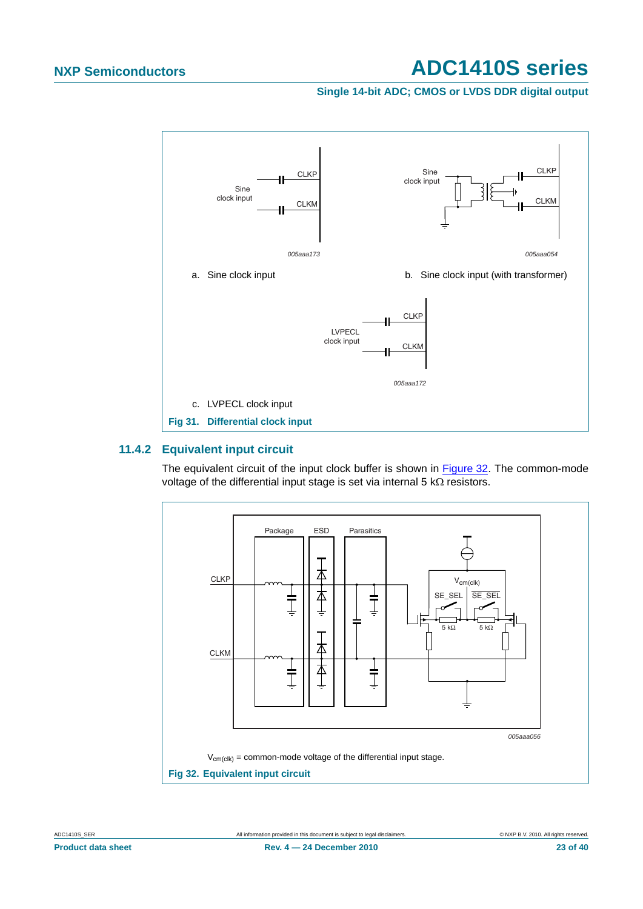a. Sine clock input

b. Sine clock input (with transformer)

c. LVPECL clock input

**Fig 31. Differential clock input**

### 11.4.2 Equivalent input circuit

The equivalent circuit of the input clock buffer is shown in Figure 32. The common-mode voltage of the differential input stage is set via internal 5 kΩ resistors.

$V_{cm(clk)}$ = common-mode voltage of the differential input stage.

**Fig 32. Equivalent input circuit**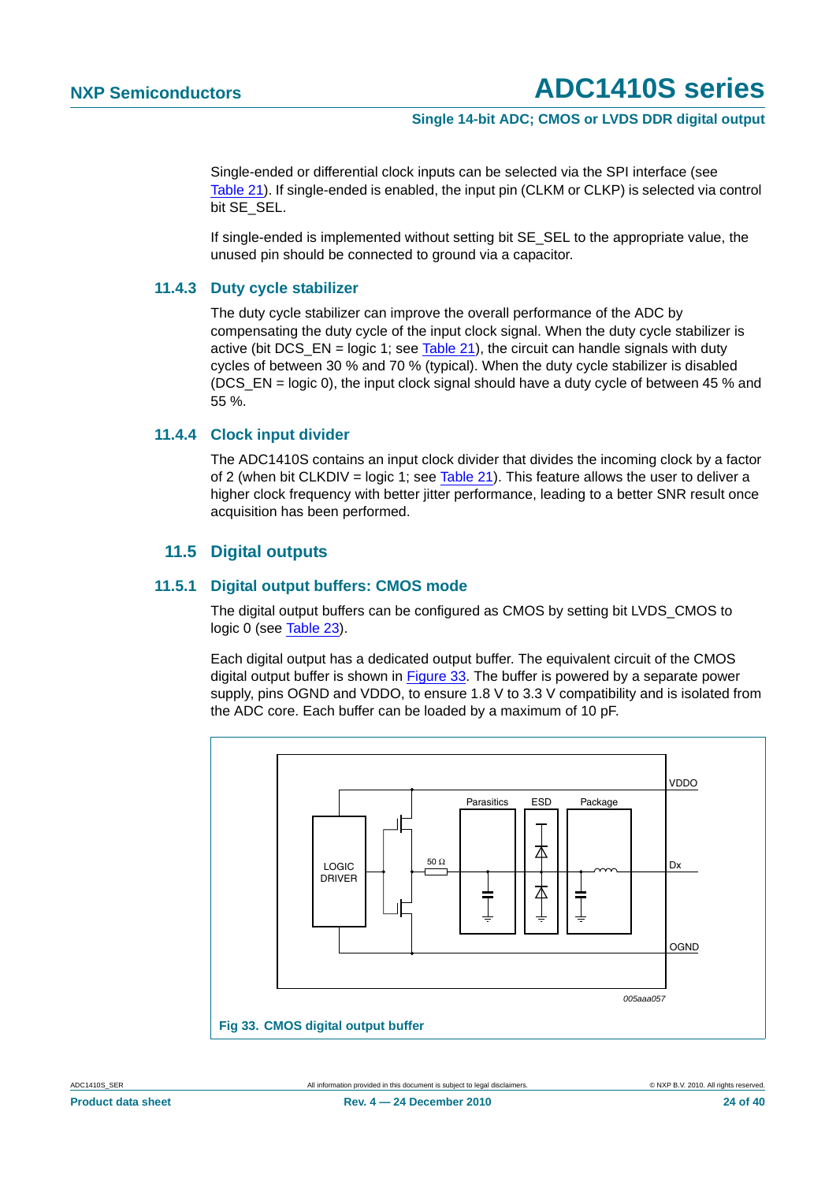Single-ended or differential clock inputs can be selected via the SPI interface (see Table 21). If single-ended is enabled, the input pin (CLKM or CLKP) is selected via control bit SE_SEL.

If single-ended is implemented without setting bit SE_SEL to the appropriate value, the unused pin should be connected to ground via a capacitor.

### 11.4.3 Duty cycle stabilizer

The duty cycle stabilizer can improve the overall performance of the ADC by compensating the duty cycle of the input clock signal. When the duty cycle stabilizer is active (bit DCS_EN = logic 1; see Table 21), the circuit can handle signals with duty cycles of between 30 % and 70 % (typical). When the duty cycle stabilizer is disabled (DCS_EN = logic 0), the input clock signal should have a duty cycle of between 45 % and 55 %.

### 11.4.4 Clock input divider

The ADC1410S contains an input clock divider that divides the incoming clock by a factor of 2 (when bit CLKDIV = logic 1; see Table 21). This feature allows the user to deliver a higher clock frequency with better jitter performance, leading to a better SNR result once acquisition has been performed.

## 11.5 Digital outputs

### 11.5.1 Digital output buffers: CMOS mode

The digital output buffers can be configured as CMOS by setting bit LVDS_CMOS to logic 0 (see Table 23).

Each digital output has a dedicated output buffer. The equivalent circuit of the CMOS digital output buffer is shown in Figure 33. The buffer is powered by a separate power supply, pins OGND and VDDO, to ensure 1.8 V to 3.3 V compatibility and is isolated from the ADC core. Each buffer can be loaded by a maximum of 10 pF.

**Fig 33. CMOS digital output buffer**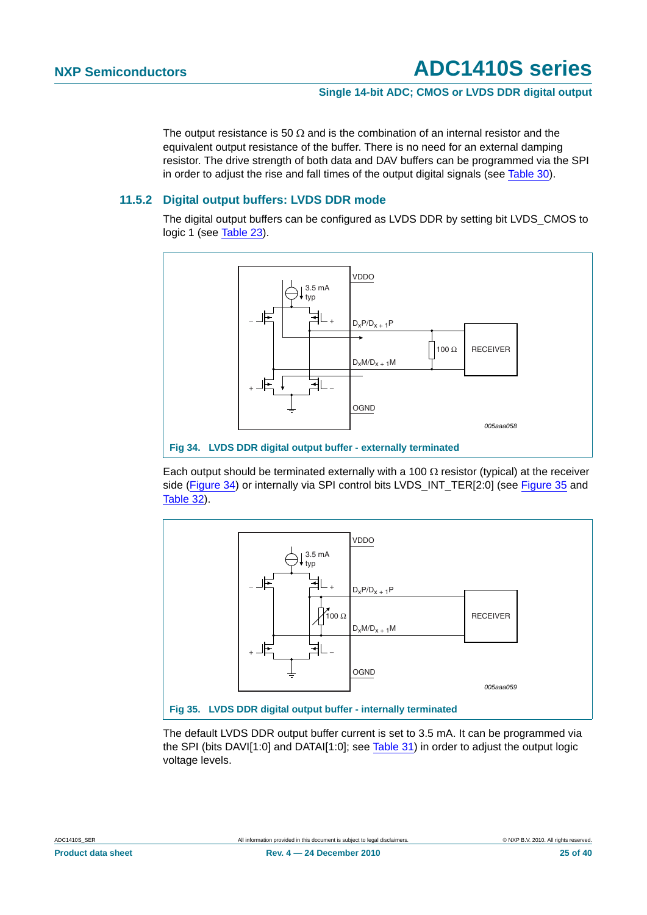The output resistance is 50 Ω and is the combination of an internal resistor and the equivalent output resistance of the buffer. There is no need for an external damping resistor. The drive strength of both data and DAV buffers can be programmed via the SPI in order to adjust the rise and fall times of the output digital signals (see Table 30).

### 11.5.2 Digital output buffers: LVDS DDR mode

The digital output buffers can be configured as LVDS DDR by setting bit LVDS_CMOS to logic 1 (see Table 23).

**Fig 34. LVDS DDR digital output buffer - externally terminated**

Each output should be terminated externally with a 100 Ω resistor (typical) at the receiver side (Figure 34) or internally via SPI control bits LVDS_INT_TER[2:0] (see Figure 35 and Table 32).

**Fig 35. LVDS DDR digital output buffer - internally terminated**

The default LVDS DDR output buffer current is set to 3.5 mA. It can be programmed via the SPI (bits DAVI[1:0] and DATAI[1:0]; see Table 31) in order to adjust the output logic voltage levels.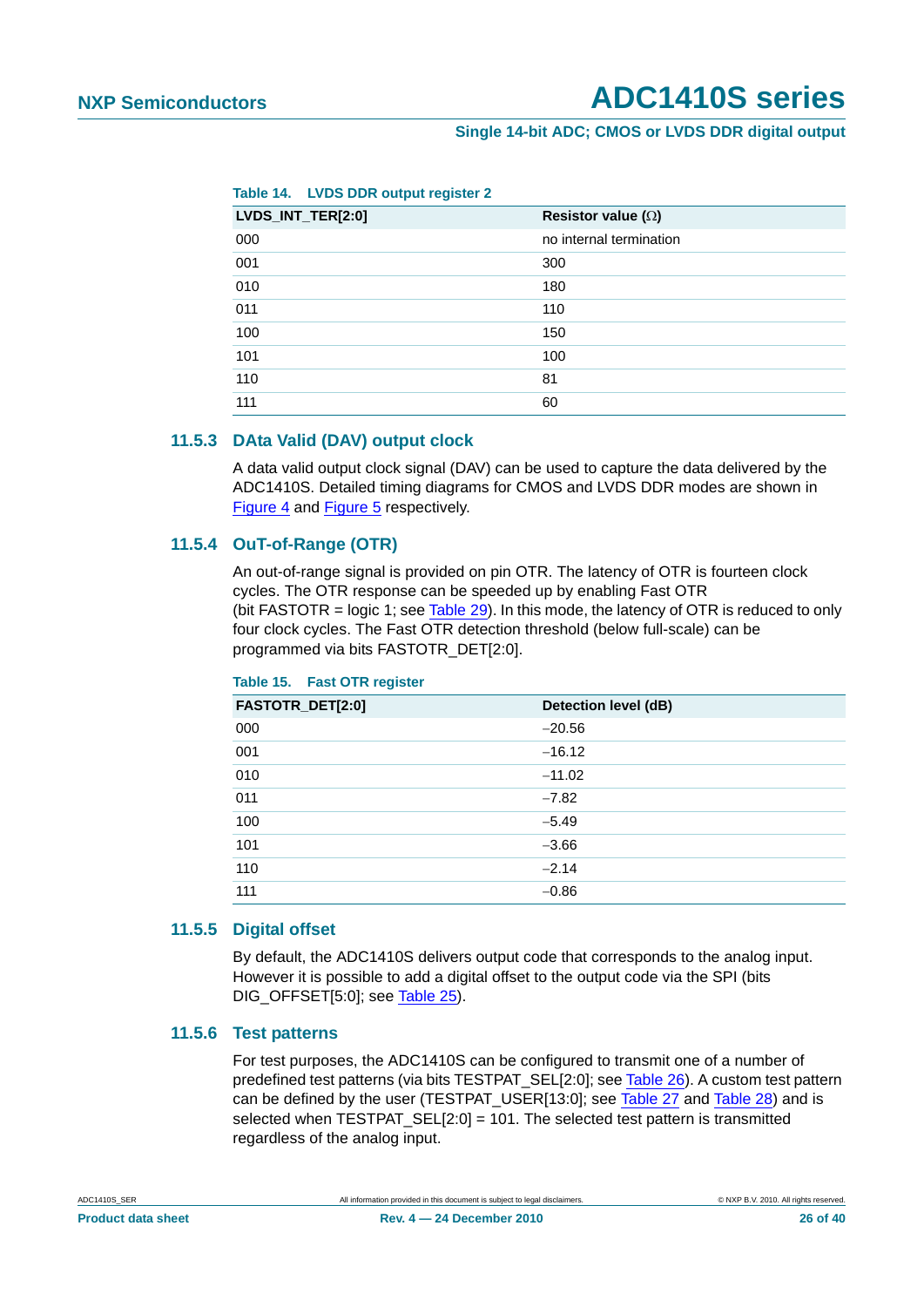**Table 14. LVDS DDR output register 2**

| LVDS_INT_TER[2:0] | Resistor value (Ω) |
|---|---|
| 000 | no internal termination |
| 001 | 300 |
| 010 | 180 |
| 011 | 110 |
| 100 | 150 |
| 101 | 100 |
| 110 | 81 |
| 111 | 60 |

### 11.5.3 DAta Valid (DAV) output clock

A data valid output clock signal (DAV) can be used to capture the data delivered by the ADC1410S. Detailed timing diagrams for CMOS and LVDS DDR modes are shown in Figure 4 and Figure 5 respectively.

### 11.5.4 OuT-of-Range (OTR)

An out-of-range signal is provided on pin OTR. The latency of OTR is fourteen clock cycles. The OTR response can be speeded up by enabling Fast OTR (bit FASTOTR = logic 1; see Table 29). In this mode, the latency of OTR is reduced to only four clock cycles. The Fast OTR detection threshold (below full-scale) can be programmed via bits FASTOTR_DET[2:0].

**Table 15. Fast OTR register**

| FASTOTR_DET[2:0] | Detection level (dB) |
|---|---|
| 000 | −20.56 |
| 001 | −16.12 |
| 010 | −11.02 |
| 011 | −7.82 |
| 100 | −5.49 |
| 101 | −3.66 |
| 110 | −2.14 |
| 111 | −0.86 |

### 11.5.5 Digital offset

By default, the ADC1410S delivers output code that corresponds to the analog input. However it is possible to add a digital offset to the output code via the SPI (bits DIG_OFFSET[5:0]; see Table 25).

### 11.5.6 Test patterns

For test purposes, the ADC1410S can be configured to transmit one of a number of predefined test patterns (via bits TESTPAT_SEL[2:0]; see Table 26). A custom test pattern can be defined by the user (TESTPAT_USER[13:0]; see Table 27 and Table 28) and is selected when TESTPAT_SEL[2:0] = 101. The selected test pattern is transmitted regardless of the analog input.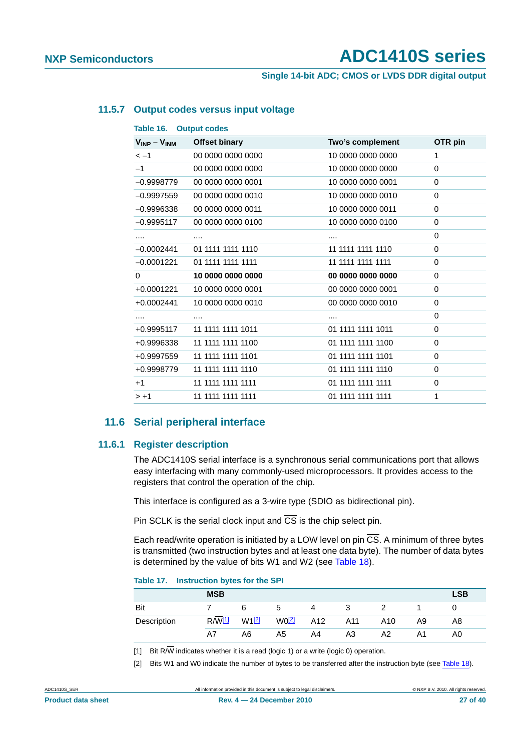### 11.5.7 Output codes versus input voltage

**Table 16. Output codes**

| $V_{INP} - V_{INM}$ | Offset binary | Two's complement | OTR pin |
|---|---|---|---|
| < −1 | 00 0000 0000 0000 | 10 0000 0000 0000 | 1 |
| −1 | 00 0000 0000 0000 | 10 0000 0000 0000 | 0 |
| −0.9998779 | 00 0000 0000 0001 | 10 0000 0000 0001 | 0 |
| −0.9997559 | 00 0000 0000 0010 | 10 0000 0000 0010 | 0 |
| −0.9996338 | 00 0000 0000 0011 | 10 0000 0000 0011 | 0 |
| −0.9995117 | 00 0000 0000 0100 | 10 0000 0000 0100 | 0 |
| .... | .... | .... | 0 |
| −0.0002441 | 01 1111 1111 1110 | 11 1111 1111 1110 | 0 |
| −0.0001221 | 01 1111 1111 1111 | 11 1111 1111 1111 | 0 |
| 0 | **10 0000 0000 0000** | **00 0000 0000 0000** | 0 |
| +0.0001221 | 10 0000 0000 0001 | 00 0000 0000 0001 | 0 |
| +0.0002441 | 10 0000 0000 0010 | 00 0000 0000 0010 | 0 |
| .... | .... | .... | 0 |
| +0.9995117 | 11 1111 1111 1011 | 01 1111 1111 1011 | 0 |
| +0.9996338 | 11 1111 1111 1100 | 01 1111 1111 1100 | 0 |
| +0.9997559 | 11 1111 1111 1101 | 01 1111 1111 1101 | 0 |
| +0.9998779 | 11 1111 1111 1110 | 01 1111 1111 1110 | 0 |
| +1 | 11 1111 1111 1111 | 01 1111 1111 1111 | 0 |
| > +1 | 11 1111 1111 1111 | 01 1111 1111 1111 | 1 |

## 11.6 Serial peripheral interface

### 11.6.1 Register description

The ADC1410S serial interface is a synchronous serial communications port that allows easy interfacing with many commonly-used microprocessors. It provides access to the registers that control the operation of the chip.

This interface is configured as a 3-wire type (SDIO as bidirectional pin).

Pin SCLK is the serial clock input and $\overline{CS}$ is the chip select pin.

Each read/write operation is initiated by a LOW level on pin $\overline{CS}$. A minimum of three bytes is transmitted (two instruction bytes and at least one data byte). The number of data bytes is determined by the value of bits W1 and W2 (see Table 18).

**Table 17. Instruction bytes for the SPI**

| | MSB | | | | | | | LSB |
|---|---|---|---|---|---|---|---|---|
| Bit | 7 | 6 | 5 | 4 | 3 | 2 | 1 | 0 |
| Description | R/$\overline{W}$[1] | W1[2] | W0[2] | A12 | A11 | A10 | A9 | A8 |
| | A7 | A6 | A5 | A4 | A3 | A2 | A1 | A0 |

[1] Bit R/$\overline{W}$ indicates whether it is a read (logic 1) or a write (logic 0) operation.

[2] Bits W1 and W0 indicate the number of bytes to be transferred after the instruction byte (see Table 18).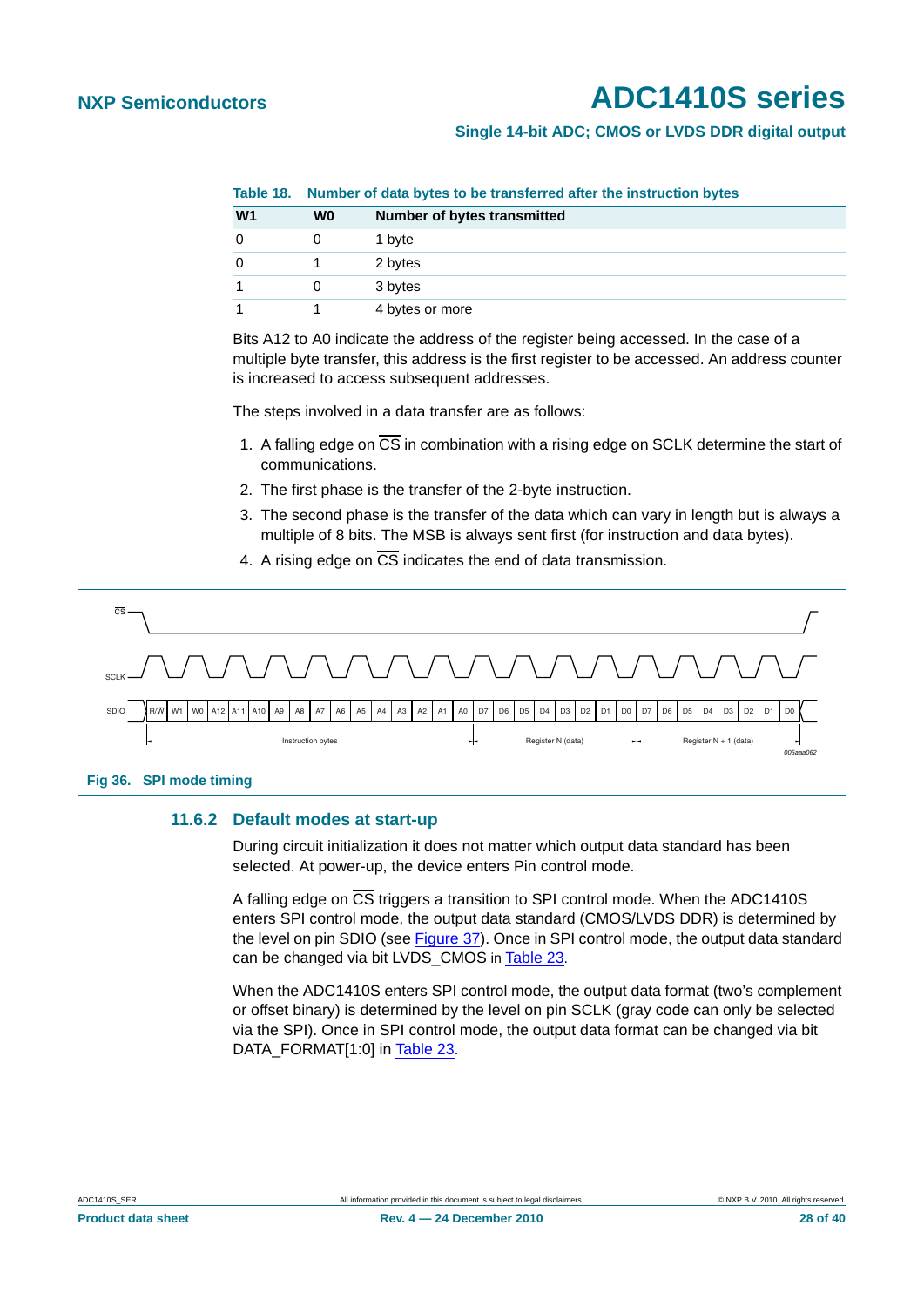**Table 18. Number of data bytes to be transferred after the instruction bytes**

| W1 | W0 | Number of bytes transmitted |
|---|---|---|
| 0 | 0 | 1 byte |
| 0 | 1 | 2 bytes |
| 1 | 0 | 3 bytes |
| 1 | 1 | 4 bytes or more |

Bits A12 to A0 indicate the address of the register being accessed. In the case of a multiple byte transfer, this address is the first register to be accessed. An address counter is increased to access subsequent addresses.

The steps involved in a data transfer are as follows:

1. A falling edge on $\overline{CS}$ in combination with a rising edge on SCLK determine the start of communications.
2. The first phase is the transfer of the 2-byte instruction.
3. The second phase is the transfer of the data which can vary in length but is always a multiple of 8 bits. The MSB is always sent first (for instruction and data bytes).
4. A rising edge on $\overline{CS}$ indicates the end of data transmission.

Fig 36. SPI mode timing

### 11.6.2 Default modes at start-up

During circuit initialization it does not matter which output data standard has been selected. At power-up, the device enters Pin control mode.

A falling edge on $\overline{CS}$ triggers a transition to SPI control mode. When the ADC1410S enters SPI control mode, the output data standard (CMOS/LVDS DDR) is determined by the level on pin SDIO (see Figure 37). Once in SPI control mode, the output data standard can be changed via bit LVDS_CMOS in Table 23.

When the ADC1410S enters SPI control mode, the output data format (two's complement or offset binary) is determined by the level on pin SCLK (gray code can only be selected via the SPI). Once in SPI control mode, the output data format can be changed via bit DATA_FORMAT[1:0] in Table 23.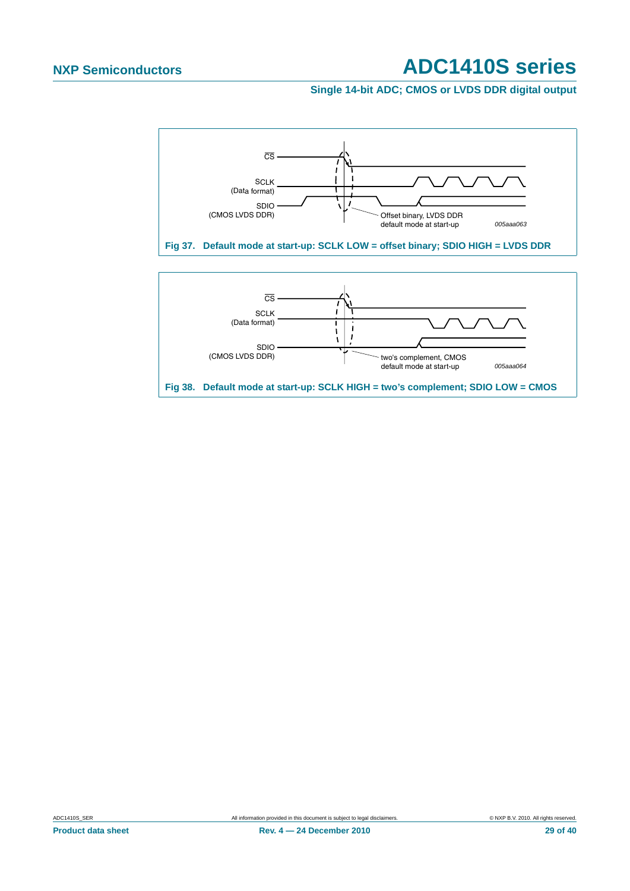CS

SCLK
(Data format)

SDIO
(CMOS LVDS DDR)

Offset binary, LVDS DDR
default mode at start-up

*005aaa063*

**Fig 37. Default mode at start-up: SCLK LOW = offset binary; SDIO HIGH = LVDS DDR**

CS

SCLK
(Data format)

SDIO
(CMOS LVDS DDR)

two's complement, CMOS
default mode at start-up

*005aaa064*

**Fig 38. Default mode at start-up: SCLK HIGH = two's complement; SDIO LOW = CMOS**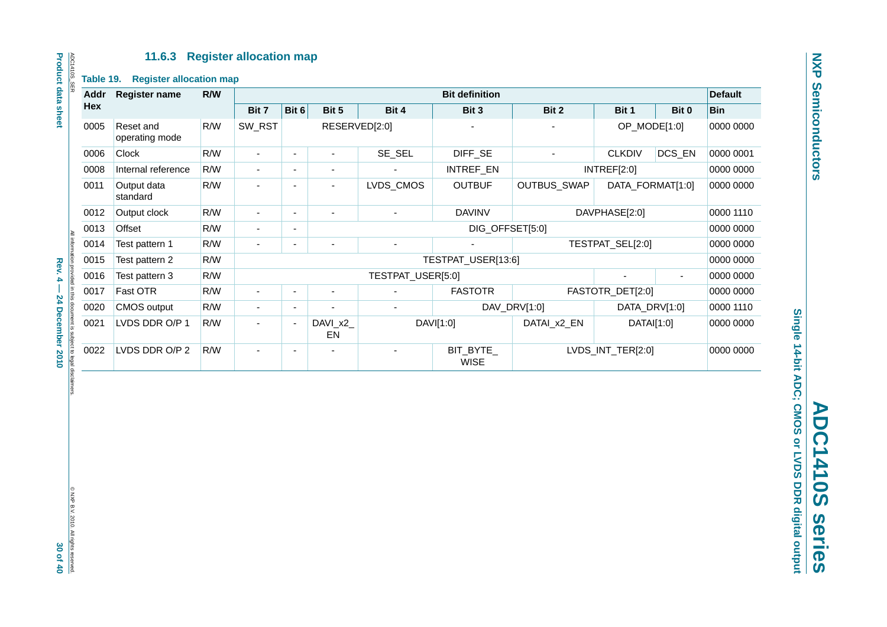### 11.6.3 Register allocation map

**Table 19. Register allocation map**

| Addr Hex | Register name | R/W | Bit definition | | | | | | | | Default |
|---|---|---|---|---|---|---|---|---|---|---|---|
| | | | Bit 7 | Bit 6 | Bit 5 | Bit 4 | Bit 3 | Bit 2 | Bit 1 | Bit 0 | Bin |
| 0005 | Reset and operating mode | R/W | SW_RST | RESERVED[2:0] | | | - | - | OP_MODE[1:0] | | 0000 0000 |
| 0006 | Clock | R/W | - | - | - | SE_SEL | DIFF_SE | - | CLKDIV | DCS_EN | 0000 0001 |
| 0008 | Internal reference | R/W | - | - | - | - | INTREF_EN | INTREF[2:0] | | | 0000 0000 |
| 0011 | Output data standard | R/W | - | - | - | LVDS_CMOS | OUTBUF | OUTBUS_SWAP | DATA_FORMAT[1:0] | | 0000 0000 |
| 0012 | Output clock | R/W | - | - | - | - | DAVINV | DAVPHASE[2:0] | | | 0000 1110 |
| 0013 | Offset | R/W | - | - | DIG_OFFSET[5:0] | | | | | | 0000 0000 |
| 0014 | Test pattern 1 | R/W | - | - | - | - | - | TESTPAT_SEL[2:0] | | | 0000 0000 |
| 0015 | Test pattern 2 | R/W | TESTPAT_USER[13:6] | | | | | | | | 0000 0000 |
| 0016 | Test pattern 3 | R/W | TESTPAT_USER[5:0] | | | | | | - | - | 0000 0000 |
| 0017 | Fast OTR | R/W | - | - | - | - | FASTOTR | FASTOTR_DET[2:0] | | | 0000 0000 |
| 0020 | CMOS output | R/W | - | - | - | - | DAV_DRV[1:0] | | DATA_DRV[1:0] | | 0000 1110 |
| 0021 | LVDS DDR O/P 1 | R/W | - | - | DAVI_x2_EN | DAVI[1:0] | | DATAI_x2_EN | DATAI[1:0] | | 0000 0000 |
| 0022 | LVDS DDR O/P 2 | R/W | - | - | - | - | BIT_BYTE_WISE | LVDS_INT_TER[2:0] | | | 0000 0000 |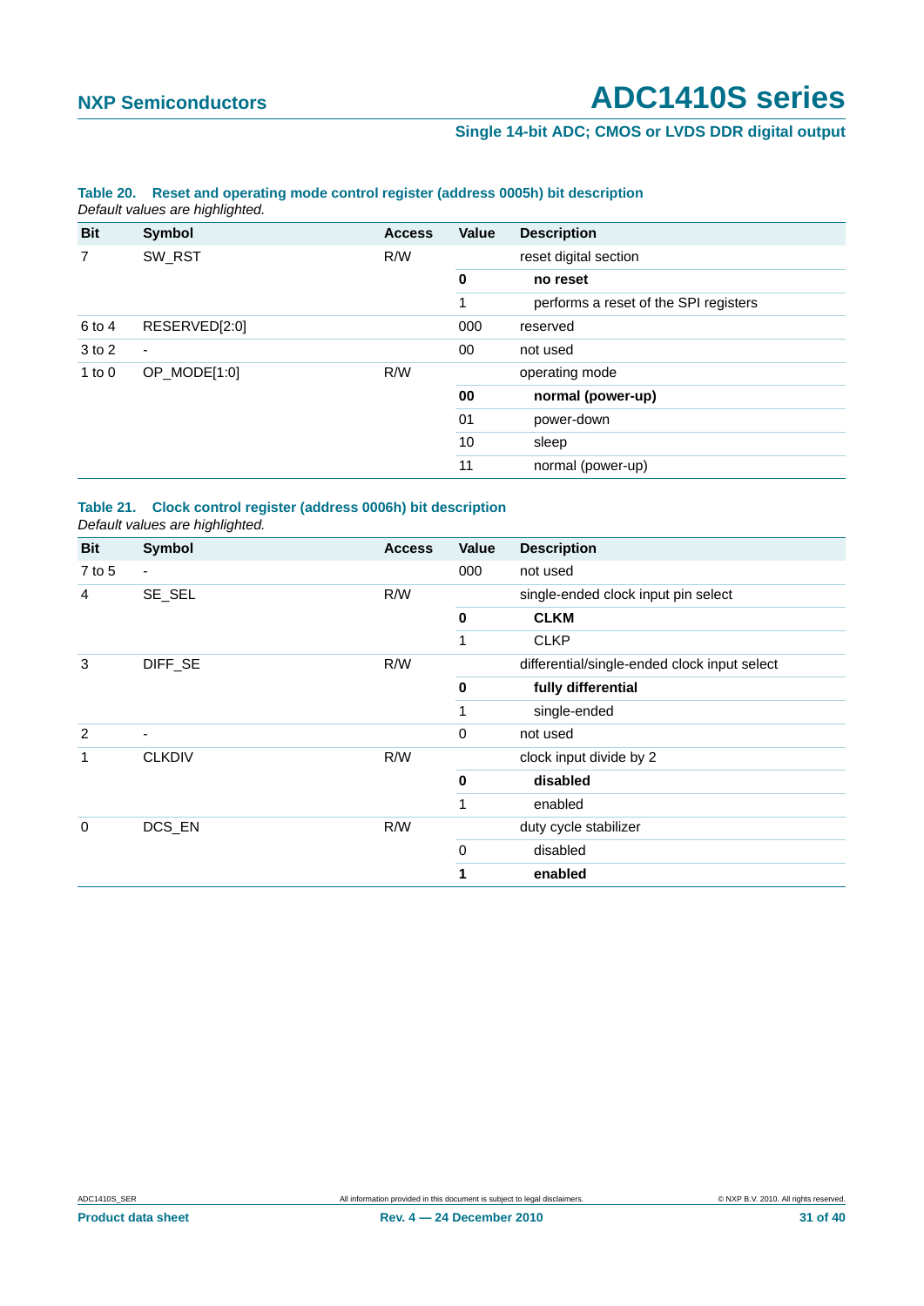**Table 20. Reset and operating mode control register (address 0005h) bit description**

*Default values are highlighted.*

| Bit | Symbol | Access | Value | Description |
|---|---|---|---|---|
| 7 | SW_RST | R/W | | reset digital section |
| | | | **0** | **no reset** |
| | | | 1 | performs a reset of the SPI registers |
| 6 to 4 | RESERVED[2:0] | | 000 | reserved |
| 3 to 2 | - | | 00 | not used |
| 1 to 0 | OP_MODE[1:0] | R/W | | operating mode |
| | | | **00** | **normal (power-up)** |
| | | | 01 | power-down |
| | | | 10 | sleep |
| | | | 11 | normal (power-up) |

**Table 21. Clock control register (address 0006h) bit description**

*Default values are highlighted.*

| Bit | Symbol | Access | Value | Description |
|---|---|---|---|---|
| 7 to 5 | - | | 000 | not used |
| 4 | SE_SEL | R/W | | single-ended clock input pin select |
| | | | **0** | **CLKM** |
| | | | 1 | CLKP |
| 3 | DIFF_SE | R/W | | differential/single-ended clock input select |
| | | | **0** | **fully differential** |
| | | | 1 | single-ended |
| 2 | - | | 0 | not used |
| 1 | CLKDIV | R/W | | clock input divide by 2 |
| | | | **0** | **disabled** |
| | | | 1 | enabled |
| 0 | DCS_EN | R/W | | duty cycle stabilizer |
| | | | 0 | disabled |
| | | | **1** | **enabled** |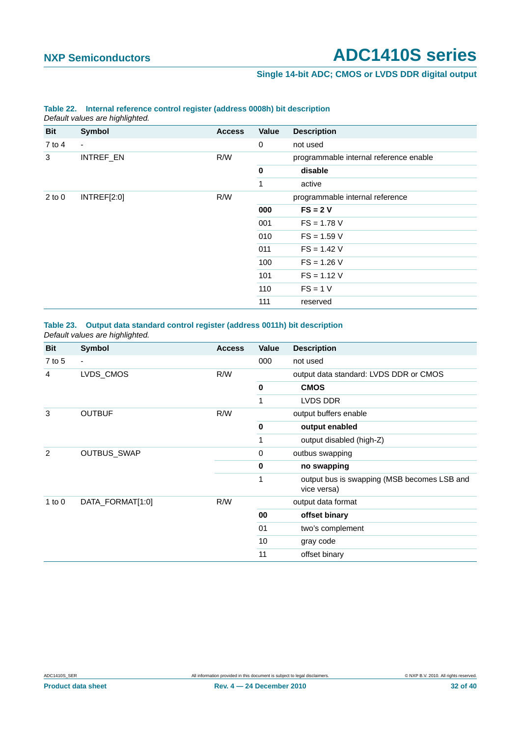**Table 22. Internal reference control register (address 0008h) bit description**

*Default values are highlighted.*

| Bit | Symbol | Access | Value | Description |
|---|---|---|---|---|
| 7 to 4 | - | | 0 | not used |
| 3 | INTREF_EN | R/W | | programmable internal reference enable |
| | | | **0** | **disable** |
| | | | 1 | active |
| 2 to 0 | INTREF[2:0] | R/W | | programmable internal reference |
| | | | **000** | **FS = 2 V** |
| | | | 001 | FS = 1.78 V |
| | | | 010 | FS = 1.59 V |
| | | | 011 | FS = 1.42 V |
| | | | 100 | FS = 1.26 V |
| | | | 101 | FS = 1.12 V |
| | | | 110 | FS = 1 V |
| | | | 111 | reserved |

**Table 23. Output data standard control register (address 0011h) bit description**

*Default values are highlighted.*

| Bit | Symbol | Access | Value | Description |
|---|---|---|---|---|
| 7 to 5 | - | | 000 | not used |
| 4 | LVDS_CMOS | R/W | | output data standard: LVDS DDR or CMOS |
| | | | **0** | **CMOS** |
| | | | 1 | LVDS DDR |
| 3 | OUTBUF | R/W | | output buffers enable |
| | | | **0** | **output enabled** |
| | | | 1 | output disabled (high-Z) |
| 2 | OUTBUS_SWAP | | 0 | outbus swapping |
| | | | **0** | **no swapping** |
| | | | 1 | output bus is swapping (MSB becomes LSB and vice versa) |
| 1 to 0 | DATA_FORMAT[1:0] | R/W | | output data format |
| | | | **00** | **offset binary** |
| | | | 01 | two's complement |
| | | | 10 | gray code |
| | | | 11 | offset binary |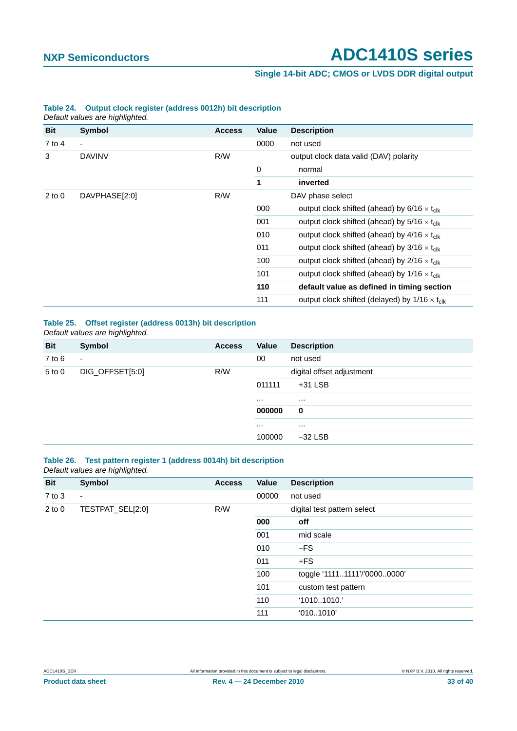**Table 24. Output clock register (address 0012h) bit description**

*Default values are highlighted.*

| Bit | Symbol | Access | Value | Description |
|---|---|---|---|---|
| 7 to 4 | - | | 0000 | not used |
| 3 | DAVINV | R/W | | output clock data valid (DAV) polarity |
| | | | 0 | normal |
| | | | **1** | **inverted** |
| 2 to 0 | DAVPHASE[2:0] | R/W | | DAV phase select |
| | | | 000 | output clock shifted (ahead) by 6/16 × $t_{clk}$ |
| | | | 001 | output clock shifted (ahead) by 5/16 × $t_{clk}$ |
| | | | 010 | output clock shifted (ahead) by 4/16 × $t_{clk}$ |
| | | | 011 | output clock shifted (ahead) by 3/16 × $t_{clk}$ |
| | | | 100 | output clock shifted (ahead) by 2/16 × $t_{clk}$ |
| | | | 101 | output clock shifted (ahead) by 1/16 × $t_{clk}$ |
| | | | **110** | **default value as defined in timing section** |
| | | | 111 | output clock shifted (delayed) by 1/16 × $t_{clk}$ |

**Table 25. Offset register (address 0013h) bit description**

*Default values are highlighted.*

| Bit | Symbol | Access | Value | Description |
|---|---|---|---|---|
| 7 to 6 | - | | 00 | not used |
| 5 to 0 | DIG_OFFSET[5:0] | R/W | | digital offset adjustment |
| | | | 011111 | +31 LSB |
| | | | ... | ... |
| | | | **000000** | **0** |
| | | | ... | ... |
| | | | 100000 | −32 LSB |

**Table 26. Test pattern register 1 (address 0014h) bit description**

*Default values are highlighted.*

| Bit | Symbol | Access | Value | Description |
|---|---|---|---|---|
| 7 to 3 | - | | 00000 | not used |
| 2 to 0 | TESTPAT_SEL[2:0] | R/W | | digital test pattern select |
| | | | **000** | **off** |
| | | | 001 | mid scale |
| | | | 010 | −FS |
| | | | 011 | +FS |
| | | | 100 | toggle '1111..1111'/'0000..0000' |
| | | | 101 | custom test pattern |
| | | | 110 | '1010..1010.' |
| | | | 111 | '010..1010' |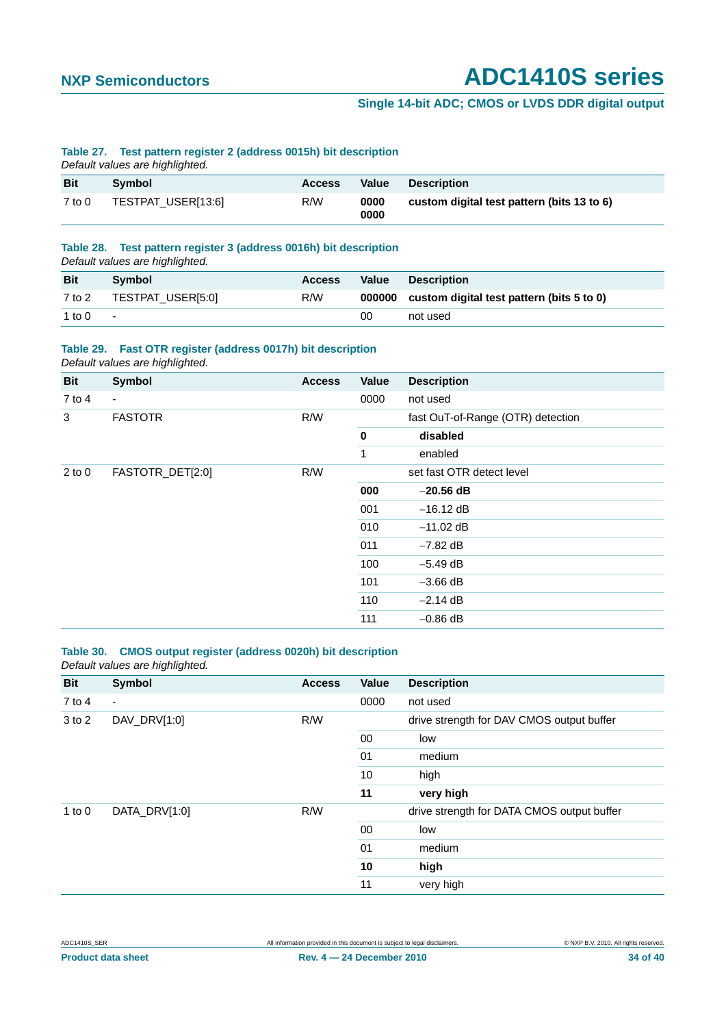**Table 27. Test pattern register 2 (address 0015h) bit description**

*Default values are highlighted.*

| Bit | Symbol | Access | Value | Description |
|---|---|---|---|---|
| 7 to 0 | TESTPAT_USER[13:6] | R/W | **0000 0000** | **custom digital test pattern (bits 13 to 6)** |

**Table 28. Test pattern register 3 (address 0016h) bit description**

*Default values are highlighted.*

| Bit | Symbol | Access | Value | Description |
|---|---|---|---|---|
| 7 to 2 | TESTPAT_USER[5:0] | R/W | **000000** | **custom digital test pattern (bits 5 to 0)** |
| 1 to 0 | - | | 00 | not used |

**Table 29. Fast OTR register (address 0017h) bit description**

*Default values are highlighted.*

| Bit | Symbol | Access | Value | Description |
|---|---|---|---|---|
| 7 to 4 | - | | 0000 | not used |
| 3 | FASTOTR | R/W | | fast OuT-of-Range (OTR) detection |
| | | | **0** | **disabled** |
| | | | 1 | enabled |
| 2 to 0 | FASTOTR_DET[2:0] | R/W | | set fast OTR detect level |
| | | | **000** | **−20.56 dB** |
| | | | 001 | −16.12 dB |
| | | | 010 | −11.02 dB |
| | | | 011 | −7.82 dB |
| | | | 100 | −5.49 dB |
| | | | 101 | −3.66 dB |
| | | | 110 | −2.14 dB |
| | | | 111 | −0.86 dB |

**Table 30. CMOS output register (address 0020h) bit description**

*Default values are highlighted.*

| Bit | Symbol | Access | Value | Description |
|---|---|---|---|---|
| 7 to 4 | - | | 0000 | not used |
| 3 to 2 | DAV_DRV[1:0] | R/W | | drive strength for DAV CMOS output buffer |
| | | | 00 | low |
| | | | 01 | medium |
| | | | 10 | high |
| | | | **11** | **very high** |
| 1 to 0 | DATA_DRV[1:0] | R/W | | drive strength for DATA CMOS output buffer |
| | | | 00 | low |
| | | | 01 | medium |
| | | | **10** | **high** |
| | | | 11 | very high |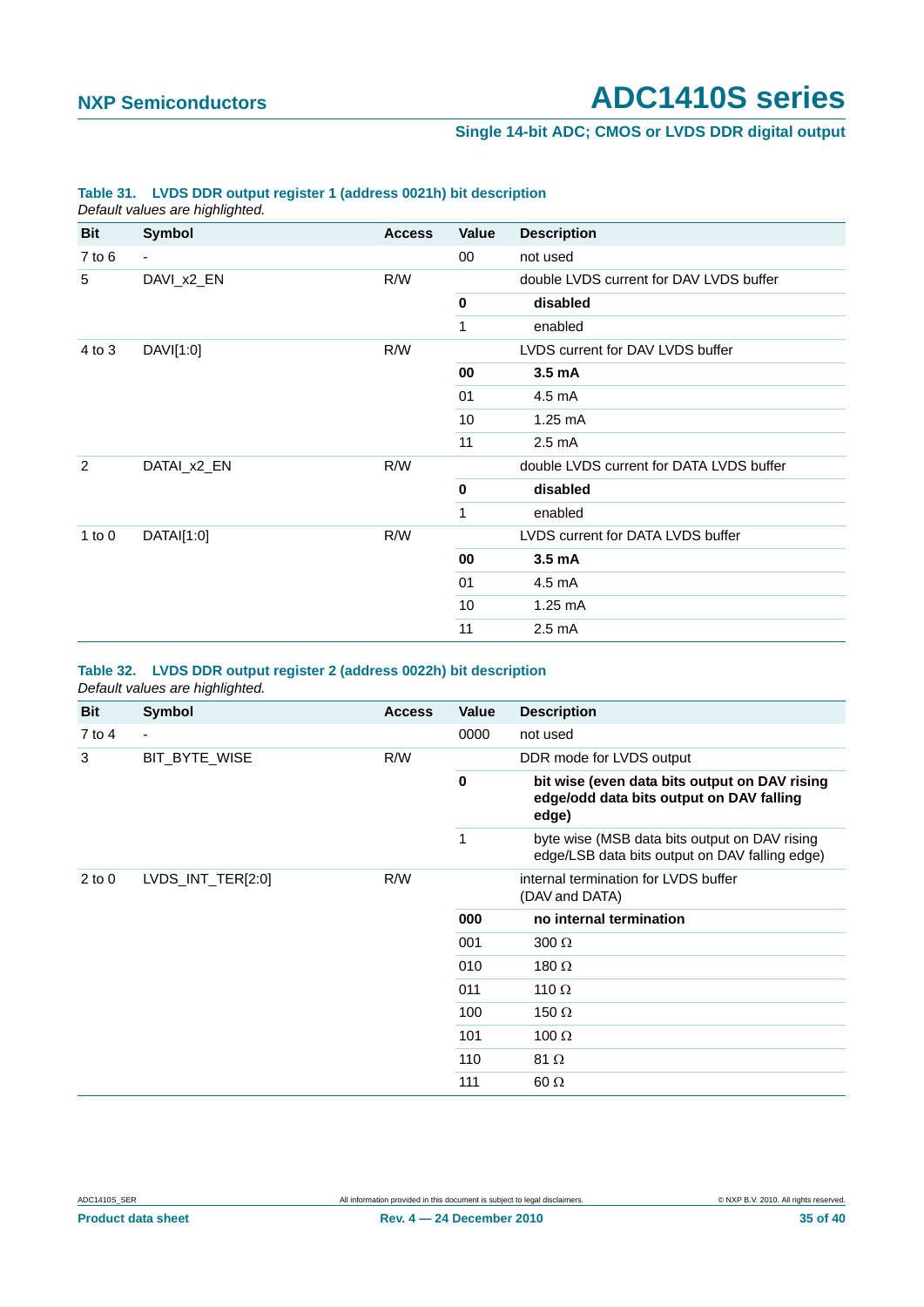**Table 31. LVDS DDR output register 1 (address 0021h) bit description**

*Default values are highlighted.*

| Bit | Symbol | Access | Value | Description |
|---|---|---|---|---|
| 7 to 6 | - | | 00 | not used |
| 5 | DAVI_x2_EN | R/W | | double LVDS current for DAV LVDS buffer |
| | | | **0** | **disabled** |
| | | | 1 | enabled |
| 4 to 3 | DAVI[1:0] | R/W | | LVDS current for DAV LVDS buffer |
| | | | **00** | **3.5 mA** |
| | | | 01 | 4.5 mA |
| | | | 10 | 1.25 mA |
| | | | 11 | 2.5 mA |
| 2 | DATAI_x2_EN | R/W | | double LVDS current for DATA LVDS buffer |
| | | | **0** | **disabled** |
| | | | 1 | enabled |
| 1 to 0 | DATAI[1:0] | R/W | | LVDS current for DATA LVDS buffer |
| | | | **00** | **3.5 mA** |
| | | | 01 | 4.5 mA |
| | | | 10 | 1.25 mA |
| | | | 11 | 2.5 mA |

**Table 32. LVDS DDR output register 2 (address 0022h) bit description**

*Default values are highlighted.*

| Bit | Symbol | Access | Value | Description |
|---|---|---|---|---|
| 7 to 4 | - | | 0000 | not used |
| 3 | BIT_BYTE_WISE | R/W | | DDR mode for LVDS output |
| | | | **0** | **bit wise (even data bits output on DAV rising edge/odd data bits output on DAV falling edge)** |
| | | | 1 | byte wise (MSB data bits output on DAV rising edge/LSB data bits output on DAV falling edge) |
| 2 to 0 | LVDS_INT_TER[2:0] | R/W | | internal termination for LVDS buffer (DAV and DATA) |
| | | | **000** | **no internal termination** |
| | | | 001 | 300 Ω |
| | | | 010 | 180 Ω |
| | | | 011 | 110 Ω |
| | | | 100 | 150 Ω |
| | | | 101 | 100 Ω |
| | | | 110 | 81 Ω |
| | | | 111 | 60 Ω |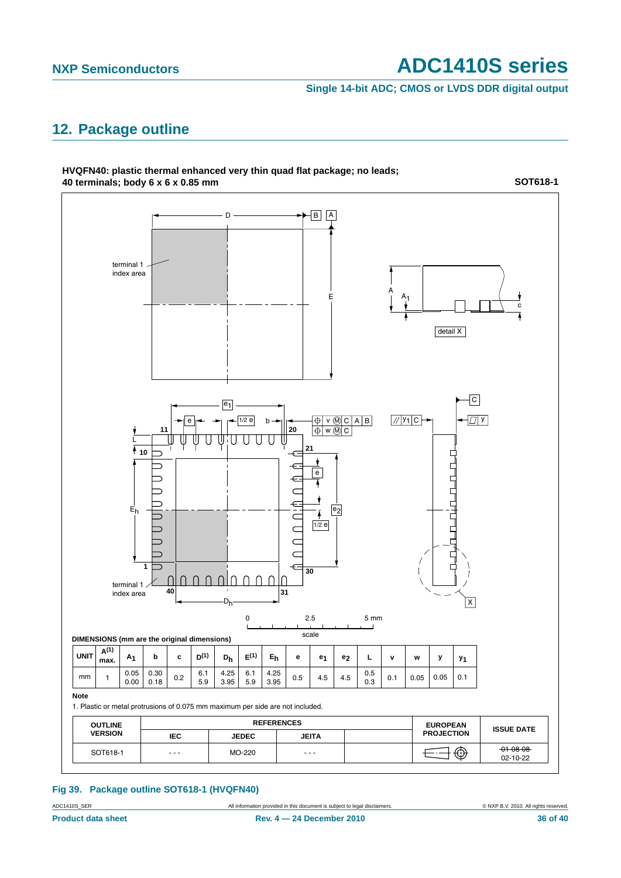## 12. Package outline

**HVQFN40: plastic thermal enhanced very thin quad flat package; no leads; 40 terminals; body 6 x 6 x 0.85 mm** **SOT618-1**

DIMENSIONS (mm are the original dimensions)

| UNIT | A(1) max. | $A_1$ | b | c | D(1) | $D_h$ | E(1) | $E_h$ | e | $e_1$ | $e_2$ | L | v | w | y | $y_1$ |
|---|---|---|---|---|---|---|---|---|---|---|---|---|---|---|---|---|
| mm | 1 | 0.05<br>0.00 | 0.30<br>0.18 | 0.2 | 6.1<br>5.9 | 4.25<br>3.95 | 6.1<br>5.9 | 4.25<br>3.95 | 0.5 | 4.5 | 4.5 | 0.5<br>0.3 | 0.1 | 0.05 | 0.05 | 0.1 |

**Note**

1. Plastic or metal protrusions of 0.075 mm maximum per side are not included.

| OUTLINE VERSION | REFERENCES | | | | EUROPEAN PROJECTION | ISSUE DATE |
|---|---|---|---|---|---|---|
| | IEC | JEDEC | JEITA | | | |
| SOT618-1 | - - - | MO-220 | - - - | | | ~~01-08-08~~<br>02-10-22 |

**Fig 39. Package outline SOT618-1 (HVQFN40)**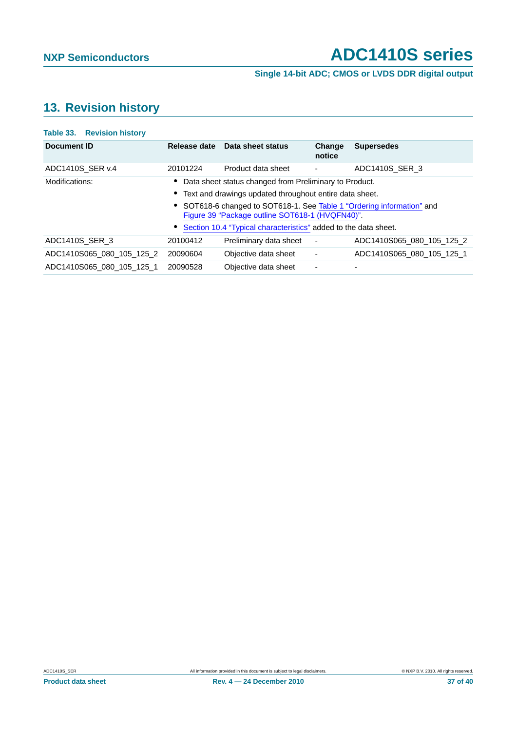## 13. Revision history

**Table 33. Revision history**

| Document ID | Release date | Data sheet status | Change notice | Supersedes |
|---|---|---|---|---|
| ADC1410S_SER v.4 | 20101224 | Product data sheet | - | ADC1410S_SER_3 |
| Modifications: | • Data sheet status changed from Preliminary to Product.<br>• Text and drawings updated throughout entire data sheet.<br>• SOT618-6 changed to SOT618-1. See Table 1 "Ordering information" and Figure 39 "Package outline SOT618-1 (HVQFN40)".<br>• Section 10.4 "Typical characteristics" added to the data sheet. | | | |
| ADC1410S_SER_3 | 20100412 | Preliminary data sheet | - | ADC1410S065_080_105_125_2 |
| ADC1410S065_080_105_125_2 | 20090604 | Objective data sheet | - | ADC1410S065_080_105_125_1 |
| ADC1410S065_080_105_125_1 | 20090528 | Objective data sheet | - | - |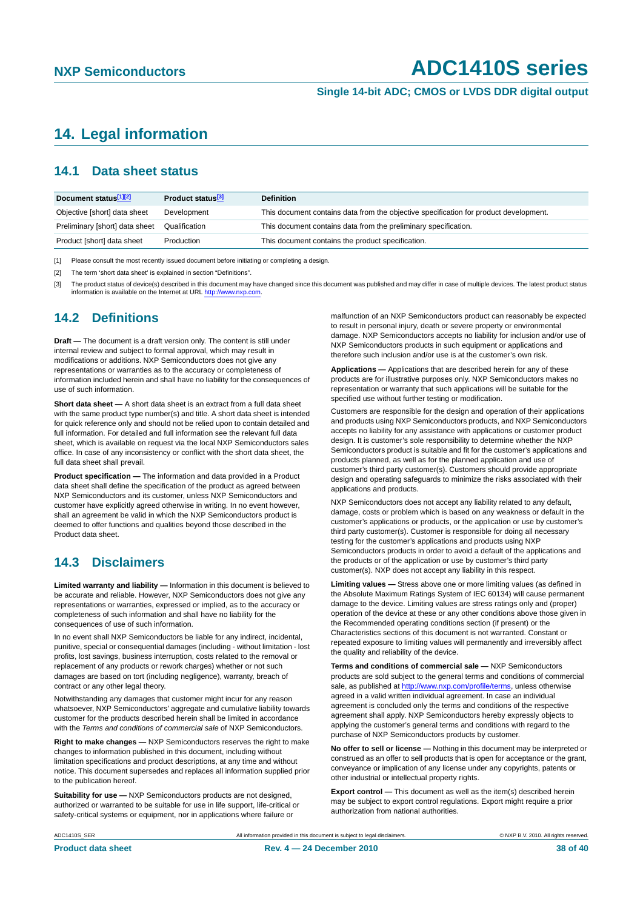# 14. Legal information

## 14.1 Data sheet status

| Document status[1][2] | Product status[3] | Definition |
|---|---|---|
| Objective [short] data sheet | Development | This document contains data from the objective specification for product development. |
| Preliminary [short] data sheet | Qualification | This document contains data from the preliminary specification. |
| Product [short] data sheet | Production | This document contains the product specification. |

[1] Please consult the most recently issued document before initiating or completing a design.

[2] The term 'short data sheet' is explained in section "Definitions".

[3] The product status of device(s) described in this document may have changed since this document was published and may differ in case of multiple devices. The latest product status information is available on the Internet at URL http://www.nxp.com.

## 14.2 Definitions

**Draft —** The document is a draft version only. The content is still under internal review and subject to formal approval, which may result in modifications or additions. NXP Semiconductors does not give any representations or warranties as to the accuracy or completeness of information included herein and shall have no liability for the consequences of use of such information.

**Short data sheet —** A short data sheet is an extract from a full data sheet with the same product type number(s) and title. A short data sheet is intended for quick reference only and should not be relied upon to contain detailed and full information. For detailed and full information see the relevant full data sheet, which is available on request via the local NXP Semiconductors sales office. In case of any inconsistency or conflict with the short data sheet, the full data sheet shall prevail.

**Product specification —** The information and data provided in a Product data sheet shall define the specification of the product as agreed between NXP Semiconductors and its customer, unless NXP Semiconductors and customer have explicitly agreed otherwise in writing. In no event however, shall an agreement be valid in which the NXP Semiconductors product is deemed to offer functions and qualities beyond those described in the Product data sheet.

## 14.3 Disclaimers

**Limited warranty and liability —** Information in this document is believed to be accurate and reliable. However, NXP Semiconductors does not give any representations or warranties, expressed or implied, as to the accuracy or completeness of such information and shall have no liability for the consequences of use of such information.

In no event shall NXP Semiconductors be liable for any indirect, incidental, punitive, special or consequential damages (including - without limitation - lost profits, lost savings, business interruption, costs related to the removal or replacement of any products or rework charges) whether or not such damages are based on tort (including negligence), warranty, breach of contract or any other legal theory.

Notwithstanding any damages that customer might incur for any reason whatsoever, NXP Semiconductors' aggregate and cumulative liability towards customer for the products described herein shall be limited in accordance with the *Terms and conditions of commercial sale* of NXP Semiconductors.

**Right to make changes —** NXP Semiconductors reserves the right to make changes to information published in this document, including without limitation specifications and product descriptions, at any time and without notice. This document supersedes and replaces all information supplied prior to the publication hereof.

**Suitability for use —** NXP Semiconductors products are not designed, authorized or warranted to be suitable for use in life support, life-critical or safety-critical systems or equipment, nor in applications where failure or malfunction of an NXP Semiconductors product can reasonably be expected to result in personal injury, death or severe property or environmental damage. NXP Semiconductors accepts no liability for inclusion and/or use of NXP Semiconductors products in such equipment or applications and therefore such inclusion and/or use is at the customer's own risk.

**Applications —** Applications that are described herein for any of these products are for illustrative purposes only. NXP Semiconductors makes no representation or warranty that such applications will be suitable for the specified use without further testing or modification.

Customers are responsible for the design and operation of their applications and products using NXP Semiconductors products, and NXP Semiconductors accepts no liability for any assistance with applications or customer product design. It is customer's sole responsibility to determine whether the NXP Semiconductors product is suitable and fit for the customer's applications and products planned, as well as for the planned application and use of customer's third party customer(s). Customers should provide appropriate design and operating safeguards to minimize the risks associated with their applications and products.

NXP Semiconductors does not accept any liability related to any default, damage, costs or problem which is based on any weakness or default in the customer's applications or products, or the application or use by customer's third party customer(s). Customer is responsible for doing all necessary testing for the customer's applications and products using NXP Semiconductors products in order to avoid a default of the applications and the products or of the application or use by customer's third party customer(s). NXP does not accept any liability in this respect.

**Limiting values —** Stress above one or more limiting values (as defined in the Absolute Maximum Ratings System of IEC 60134) will cause permanent damage to the device. Limiting values are stress ratings only and (proper) operation of the device at these or any other conditions above those given in the Recommended operating conditions section (if present) or the Characteristics sections of this document is not warranted. Constant or repeated exposure to limiting values will permanently and irreversibly affect the quality and reliability of the device.

**Terms and conditions of commercial sale —** NXP Semiconductors products are sold subject to the general terms and conditions of commercial sale, as published at http://www.nxp.com/profile/terms, unless otherwise agreed in a valid written individual agreement. In case an individual agreement is concluded only the terms and conditions of the respective agreement shall apply. NXP Semiconductors hereby expressly objects to applying the customer's general terms and conditions with regard to the purchase of NXP Semiconductors products by customer.

**No offer to sell or license —** Nothing in this document may be interpreted or construed as an offer to sell products that is open for acceptance or the grant, conveyance or implication of any license under any copyrights, patents or other industrial or intellectual property rights.

**Export control —** This document as well as the item(s) described herein may be subject to export control regulations. Export might require a prior authorization from national authorities.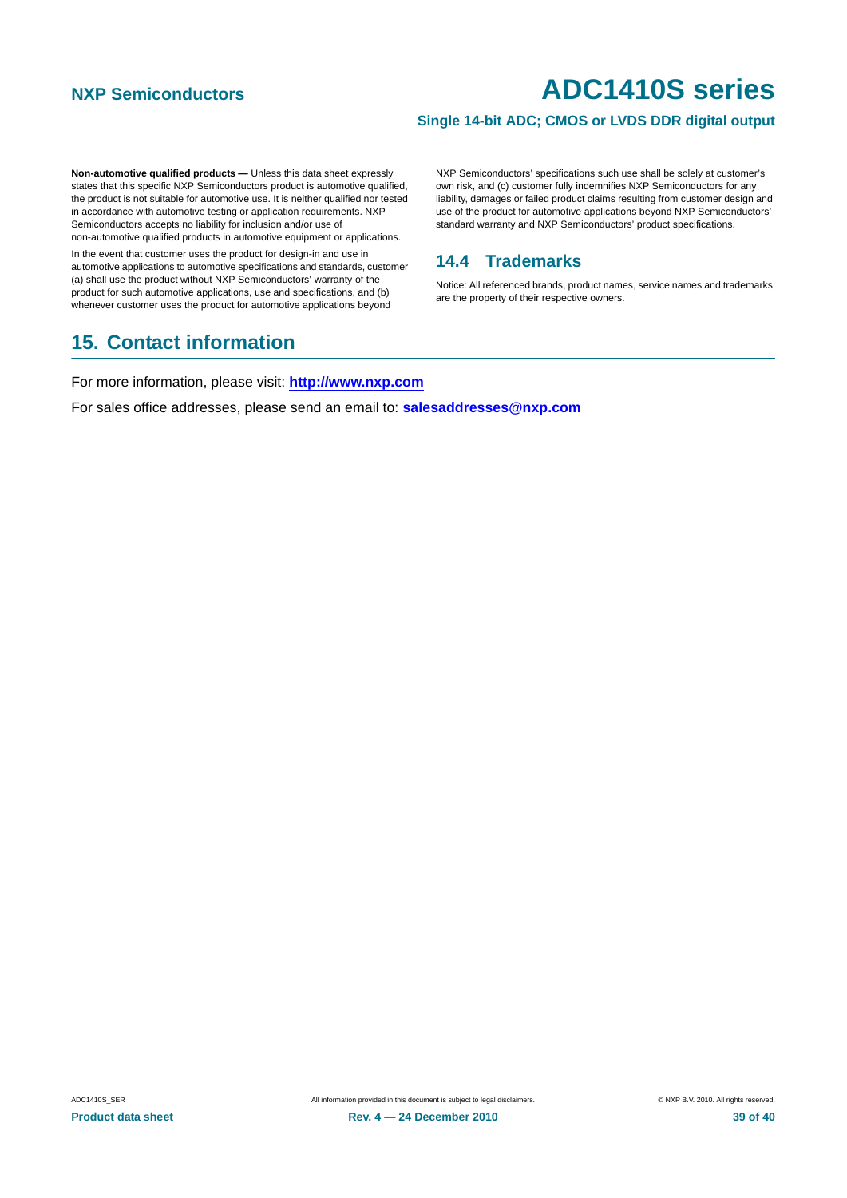**Non-automotive qualified products —** Unless this data sheet expressly states that this specific NXP Semiconductors product is automotive qualified, the product is not suitable for automotive use. It is neither qualified nor tested in accordance with automotive testing or application requirements. NXP Semiconductors accepts no liability for inclusion and/or use of non-automotive qualified products in automotive equipment or applications.

In the event that customer uses the product for design-in and use in automotive applications to automotive specifications and standards, customer (a) shall use the product without NXP Semiconductors' warranty of the product for such automotive applications, use and specifications, and (b) whenever customer uses the product for automotive applications beyond NXP Semiconductors' specifications such use shall be solely at customer's own risk, and (c) customer fully indemnifies NXP Semiconductors for any liability, damages or failed product claims resulting from customer design and use of the product for automotive applications beyond NXP Semiconductors' standard warranty and NXP Semiconductors' product specifications.

### 14.4 Trademarks

Notice: All referenced brands, product names, service names and trademarks are the property of their respective owners.

## 15. Contact information

For more information, please visit: **http://www.nxp.com**

For sales office addresses, please send an email to: **salesaddresses@nxp.com**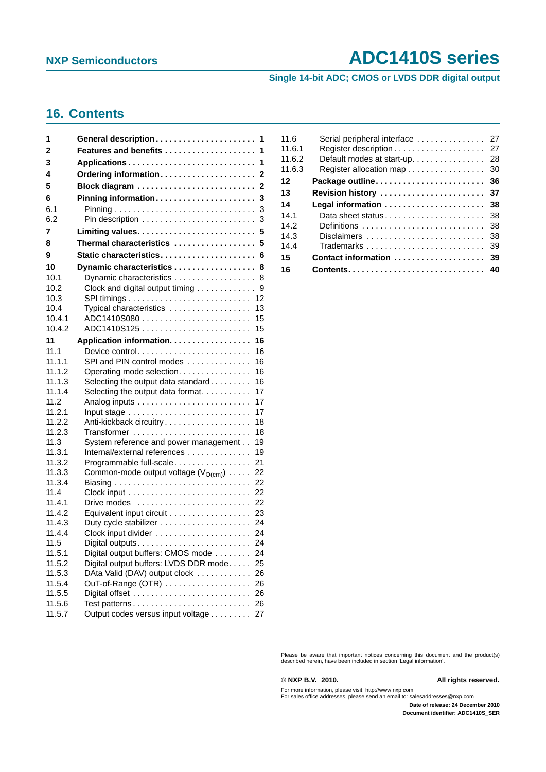## 16. Contents

| | | |
|---|---|---|
| **1** | **General description** | **1** |
| **2** | **Features and benefits** | **1** |
| **3** | **Applications** | **1** |
| **4** | **Ordering information** | **2** |
| **5** | **Block diagram** | **2** |
| **6** | **Pinning information** | **3** |
| 6.1 | Pinning | 3 |
| 6.2 | Pin description | 3 |
| **7** | **Limiting values** | **5** |
| **8** | **Thermal characteristics** | **5** |
| **9** | **Static characteristics** | **6** |
| **10** | **Dynamic characteristics** | **8** |
| 10.1 | Dynamic characteristics | 8 |
| 10.2 | Clock and digital output timing | 9 |
| 10.3 | SPI timings | 12 |
| 10.4 | Typical characteristics | 13 |
| 10.4.1 | ADC1410S080 | 15 |
| 10.4.2 | ADC1410S125 | 15 |
| **11** | **Application information** | **16** |
| 11.1 | Device control | 16 |
| 11.1.1 | SPI and PIN control modes | 16 |
| 11.1.2 | Operating mode selection | 16 |
| 11.1.3 | Selecting the output data standard | 16 |
| 11.1.4 | Selecting the output data format | 17 |
| 11.2 | Analog inputs | 17 |
| 11.2.1 | Input stage | 17 |
| 11.2.2 | Anti-kickback circuitry | 18 |
| 11.2.3 | Transformer | 18 |
| 11.3 | System reference and power management | 19 |
| 11.3.1 | Internal/external references | 19 |
| 11.3.2 | Programmable full-scale | 21 |
| 11.3.3 | Common-mode output voltage ($V_{O(cm)}$) | 22 |
| 11.3.4 | Biasing | 22 |
| 11.4 | Clock input | 22 |
| 11.4.1 | Drive modes | 22 |
| 11.4.2 | Equivalent input circuit | 23 |
| 11.4.3 | Duty cycle stabilizer | 24 |
| 11.4.4 | Clock input divider | 24 |
| 11.5 | Digital outputs | 24 |
| 11.5.1 | Digital output buffers: CMOS mode | 24 |
| 11.5.2 | Digital output buffers: LVDS DDR mode | 25 |
| 11.5.3 | DAta Valid (DAV) output clock | 26 |
| 11.5.4 | OuT-of-Range (OTR) | 26 |
| 11.5.5 | Digital offset | 26 |
| 11.5.6 | Test patterns | 26 |
| 11.5.7 | Output codes versus input voltage | 27 |
| 11.6 | Serial peripheral interface | 27 |
| 11.6.1 | Register description | 27 |
| 11.6.2 | Default modes at start-up | 28 |
| 11.6.3 | Register allocation map | 30 |
| **12** | **Package outline** | **36** |
| **13** | **Revision history** | **37** |
| **14** | **Legal information** | **38** |
| 14.1 | Data sheet status | 38 |
| 14.2 | Definitions | 38 |
| 14.3 | Disclaimers | 38 |
| 14.4 | Trademarks | 39 |
| **15** | **Contact information** | **39** |
| **16** | **Contents** | **40** |

Please be aware that important notices concerning this document and the product(s) described herein, have been included in section 'Legal information'.

**© NXP B.V. 2010. All rights reserved.**

For more information, please visit: http://www.nxp.com
For sales office addresses, please send an email to: salesaddresses@nxp.com

**Date of release: 24 December 2010**
**Document identifier: ADC1410S_SER**